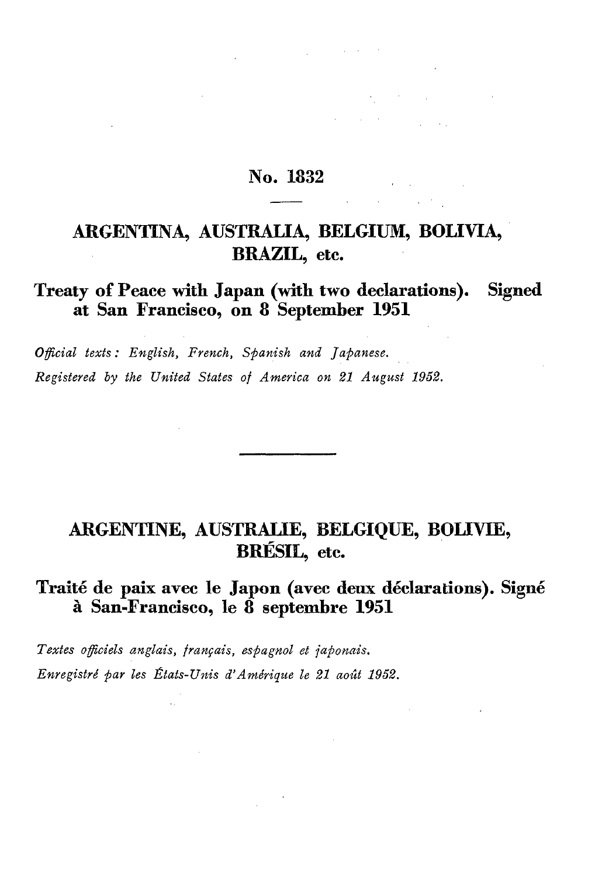# No. 1832

## ARGENTINA, AUSTRALIA, BELGIUM, BOLIVIA, BRAZIL, etc.

**Treaty of Peace with Japan (with two declarations). Signed at San Francisco, on 8 September 1951**

*Official texts: English, French, Spanish and Japanese.*
*Registered by the United States of America on 21 August 1952.*

---

## ARGENTINE, AUSTRALIE, BELGIQUE, BOLIVIE, BRÉSIL, etc.

**Traité de paix avec le Japon (avec deux déclarations). Signé à San-Francisco, le 8 septembre 1951**

*Textes officiels anglais, français, espagnol et japonais.*
*Enregistré par les États-Unis d'Amérique le 21 août 1952.*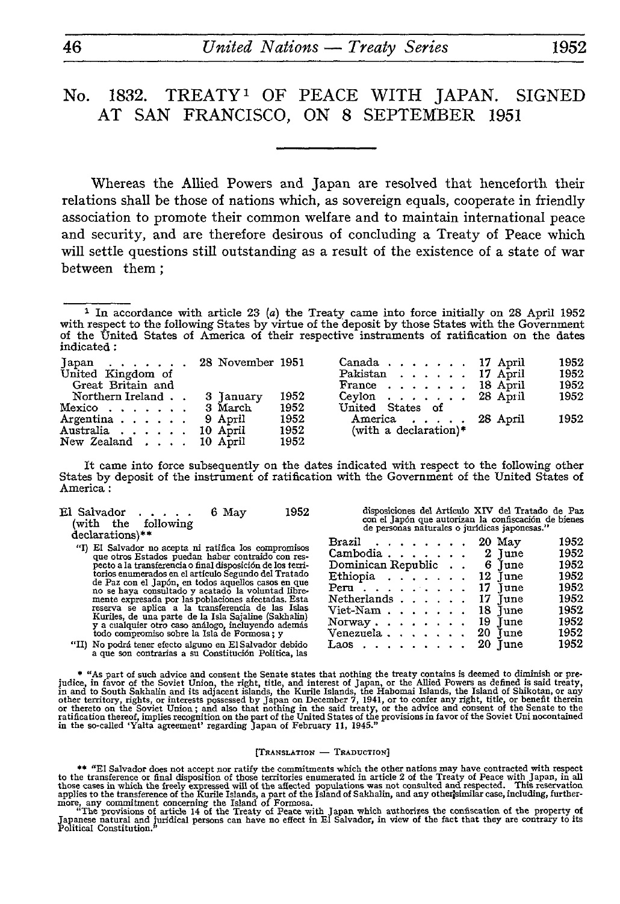# No. 1832. TREATY[1] OF PEACE WITH JAPAN. SIGNED AT SAN FRANCISCO, ON 8 SEPTEMBER 1951

Whereas the Allied Powers and Japan are resolved that henceforth their relations shall be those of nations which, as sovereign equals, cooperate in friendly association to promote their common welfare and to maintain international peace and security, and are therefore desirous of concluding a Treaty of Peace which will settle questions still outstanding as a result of the existence of a state of war between them;

---

[1] In accordance with article 23 (*a*) the Treaty came into force initially on 28 April 1952 with respect to the following States by virtue of the deposit by those States with the Government of the United States of America of their respective instruments of ratification on the dates indicated:

| | | |
|---|---|---|
| Japan | 28 November | 1951 |
| United Kingdom of Great Britain and Northern Ireland | 3 January | 1952 |
| Mexico | 3 March | 1952 |
| Argentina | 9 April | 1952 |
| Australia | 10 April | 1952 |
| New Zealand | 10 April | 1952 |
| Canada | 17 April | 1952 |
| Pakistan | 17 April | 1952 |
| France | 18 April | 1952 |
| Ceylon | 28 April | 1952 |
| United States of America (with a declaration)* | 28 April | 1952 |

It came into force subsequently on the dates indicated with respect to the following other States by deposit of the instrument of ratification with the Government of the United States of America:

El Salvador . . . . . 6 May 1952 (with the following declarations)**

"I) El Salvador no acepta ni ratifica los compromisos que otros Estados puedan haber contraído con respecto a la transferencia o final disposición de los territorios enumerados en el artículo Segundo del Tratado de Paz con el Japón, en todos aquellos casos en que no se haya consultado y acatado la voluntad libremente expresada por las poblaciones afectadas. Esta reserva se aplica a la transferencia de las Islas Kuriles, de una parte de la Isla Sajaline (Sakhalin) y a cualquier otro caso análogo, incluyendo además todo compromiso sobre la Isla de Formosa; y

"II) No podrá tener efecto alguno en El Salvador debido a que son contrarias a su Constitución Política, las disposiciones del Artículo XIV del Tratado de Paz con el Japón que autorizan la confiscación de bienes de personas naturales o jurídicas japonesas."

| | | |
|---|---|---|
| Brazil | 20 May | 1952 |
| Cambodia | 2 June | 1952 |
| Dominican Republic | 6 June | 1952 |
| Ethiopia | 12 June | 1952 |
| Peru | 17 June | 1952 |
| Netherlands | 17 June | 1952 |
| Viet-Nam | 18 June | 1952 |
| Norway | 19 June | 1952 |
| Venezuela | 20 June | 1952 |
| Laos | 20 June | 1952 |

\* "As part of such advice and consent the Senate states that nothing the treaty contains is deemed to diminish or prejudice, in favor of the Soviet Union, the right, title, and interest of Japan, or the Allied Powers as defined is said treaty, in and to South Sakhalin and its adjacent islands, the Kurile Islands, the Habomai Islands, the Island of Shikotan, or any other territory, rights, or interests possessed by Japan on December 7, 1941, or to confer any right, title, or benefit therein or thereto on the Soviet Union; and also that nothing in the said treaty, or the advice and consent of the Senate to the ratification thereof, implies recognition on the part of the United States of the provisions in favor of the Soviet Uni nocontained in the so-called 'Yalta agreement' regarding Japan of February 11, 1945."

[TRANSLATION — TRADUCTION]

\*\* "El Salvador does not accept nor ratify the commitments which the other nations may have contracted with respect to the transference or final disposition of those territories enumerated in article 2 of the Treaty of Peace with Japan, in all those cases in which the freely expressed will of the affected populations was not consulted and respected. This reservation applies to the transference of the Kurile Islands, a part of the Island of Sakhalin, and any other similar case, including, furthermore, any commitment concerning the Island of Formosa.

"The provisions of article 14 of the Treaty of Peace with Japan which authorizes the confiscation of the property of Japanese natural and juridical persons can have no effect in El Salvador, in view of the fact that they are contrary to its Political Constitution."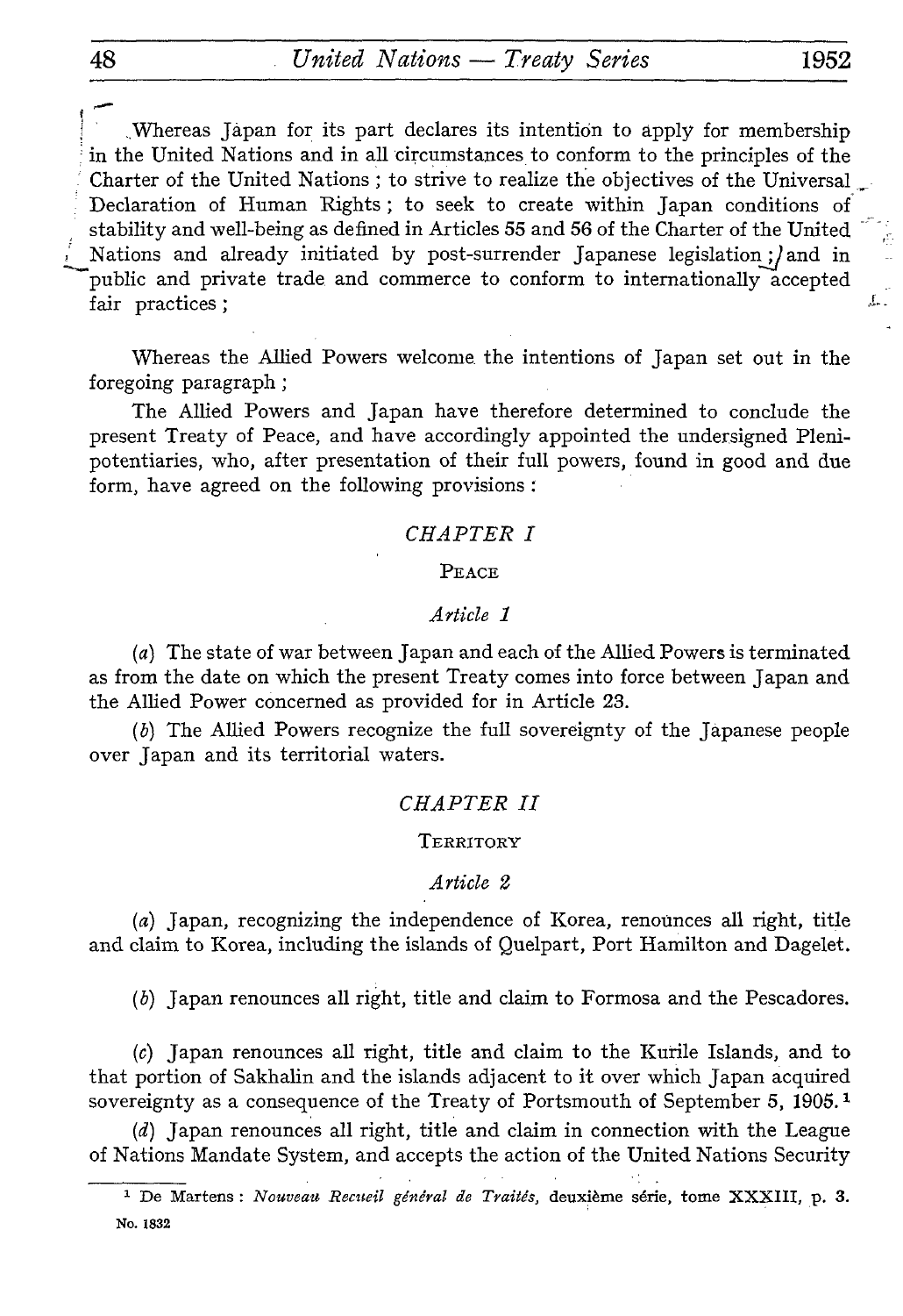Whereas Japan for its part declares its intention to apply for membership in the United Nations and in all circumstances to conform to the principles of the Charter of the United Nations ; to strive to realize the objectives of the Universal Declaration of Human Rights ; to seek to create within Japan conditions of stability and well-being as defined in Articles 55 and 56 of the Charter of the United Nations and already initiated by post-surrender Japanese legislation ; and in public and private trade and commerce to conform to internationally accepted fair practices ;

Whereas the Allied Powers welcome the intentions of Japan set out in the foregoing paragraph ;

The Allied Powers and Japan have therefore determined to conclude the present Treaty of Peace, and have accordingly appointed the undersigned Plenipotentiaries, who, after presentation of their full powers, found in good and due form, have agreed on the following provisions :

## *CHAPTER I*

### PEACE

#### *Article 1*

(*a*) The state of war between Japan and each of the Allied Powers is terminated as from the date on which the present Treaty comes into force between Japan and the Allied Power concerned as provided for in Article 23.

(*b*) The Allied Powers recognize the full sovereignty of the Japanese people over Japan and its territorial waters.

## *CHAPTER II*

### TERRITORY

#### *Article 2*

(*a*) Japan, recognizing the independence of Korea, renounces all right, title and claim to Korea, including the islands of Quelpart, Port Hamilton and Dagelet.

(*b*) Japan renounces all right, title and claim to Formosa and the Pescadores.

(*c*) Japan renounces all right, title and claim to the Kurile Islands, and to that portion of Sakhalin and the islands adjacent to it over which Japan acquired sovereignty as a consequence of the Treaty of Portsmouth of September 5, 1905.[1]

(*d*) Japan renounces all right, title and claim in connection with the League of Nations Mandate System, and accepts the action of the United Nations Security

[1] De Martens : *Nouveau Recueil général de Traités,* deuxième série, tome XXXIII, p. 3.

No. 1832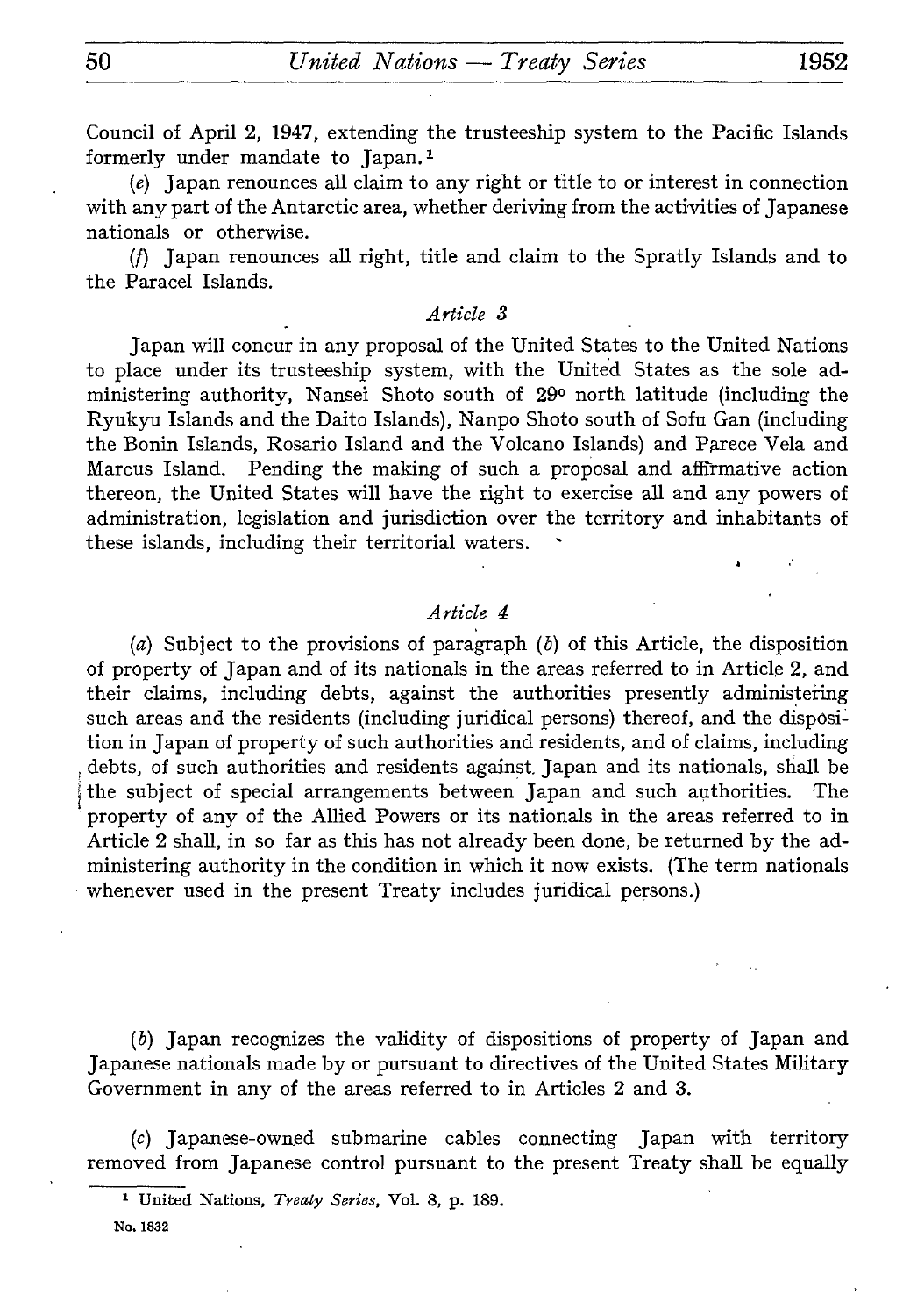Council of April 2, 1947, extending the trusteeship system to the Pacific Islands formerly under mandate to Japan.[1]

(*e*) Japan renounces all claim to any right or title to or interest in connection with any part of the Antarctic area, whether deriving from the activities of Japanese nationals or otherwise.

(*f*) Japan renounces all right, title and claim to the Spratly Islands and to the Paracel Islands.

*Article 3*

Japan will concur in any proposal of the United States to the United Nations to place under its trusteeship system, with the United States as the sole administering authority, Nansei Shoto south of 29° north latitude (including the Ryukyu Islands and the Daito Islands), Nanpo Shoto south of Sofu Gan (including the Bonin Islands, Rosario Island and the Volcano Islands) and Parece Vela and Marcus Island. Pending the making of such a proposal and affirmative action thereon, the United States will have the right to exercise all and any powers of administration, legislation and jurisdiction over the territory and inhabitants of these islands, including their territorial waters.

*Article 4*

(*a*) Subject to the provisions of paragraph (*b*) of this Article, the disposition of property of Japan and of its nationals in the areas referred to in Article 2, and their claims, including debts, against the authorities presently administering such areas and the residents (including juridical persons) thereof, and the disposition in Japan of property of such authorities and residents, and of claims, including debts, of such authorities and residents against Japan and its nationals, shall be the subject of special arrangements between Japan and such authorities. The property of any of the Allied Powers or its nationals in the areas referred to in Article 2 shall, in so far as this has not already been done, be returned by the administering authority in the condition in which it now exists. (The term nationals whenever used in the present Treaty includes juridical persons.)

(*b*) Japan recognizes the validity of dispositions of property of Japan and Japanese nationals made by or pursuant to directives of the United States Military Government in any of the areas referred to in Articles 2 and 3.

(*c*) Japanese-owned submarine cables connecting Japan with territory removed from Japanese control pursuant to the present Treaty shall be equally

[1] United Nations, *Treaty Series*, Vol. 8, p. 189.

No. 1832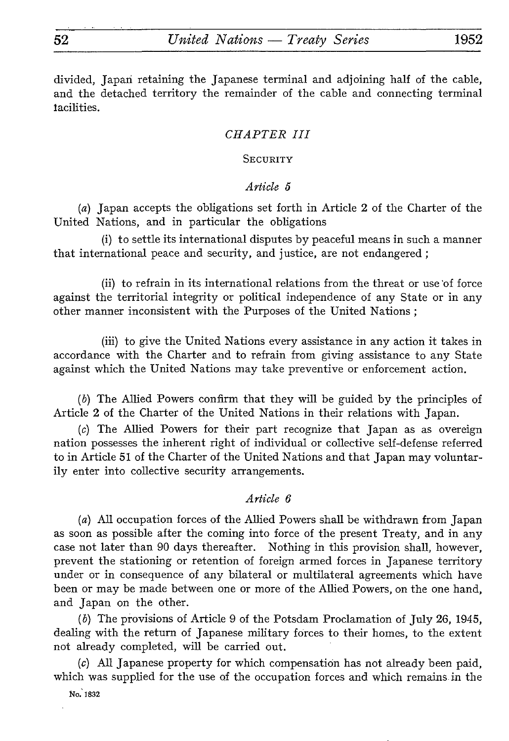divided, Japan retaining the Japanese terminal and adjoining half of the cable, and the detached territory the remainder of the cable and connecting terminal facilities.

## *CHAPTER III*

### SECURITY

#### *Article 5*

(*a*) Japan accepts the obligations set forth in Article 2 of the Charter of the United Nations, and in particular the obligations

(i) to settle its international disputes by peaceful means in such a manner that international peace and security, and justice, are not endangered ;

(ii) to refrain in its international relations from the threat or use of force against the territorial integrity or political independence of any State or in any other manner inconsistent with the Purposes of the United Nations ;

(iii) to give the United Nations every assistance in any action it takes in accordance with the Charter and to refrain from giving assistance to any State against which the United Nations may take preventive or enforcement action.

(*b*) The Allied Powers confirm that they will be guided by the principles of Article 2 of the Charter of the United Nations in their relations with Japan.

(*c*) The Allied Powers for their part recognize that Japan as as overeign nation possesses the inherent right of individual or collective self-defense referred to in Article 51 of the Charter of the United Nations and that Japan may voluntarily enter into collective security arrangements.

#### *Article 6*

(*a*) All occupation forces of the Allied Powers shall be withdrawn from Japan as soon as possible after the coming into force of the present Treaty, and in any case not later than 90 days thereafter. Nothing in this provision shall, however, prevent the stationing or retention of foreign armed forces in Japanese territory under or in consequence of any bilateral or multilateral agreements which have been or may be made between one or more of the Allied Powers, on the one hand, and Japan on the other.

(*b*) The provisions of Article 9 of the Potsdam Proclamation of July 26, 1945, dealing with the return of Japanese military forces to their homes, to the extent not already completed, will be carried out.

(*c*) All Japanese property for which compensation has not already been paid, which was supplied for the use of the occupation forces and which remains in the

No. 1832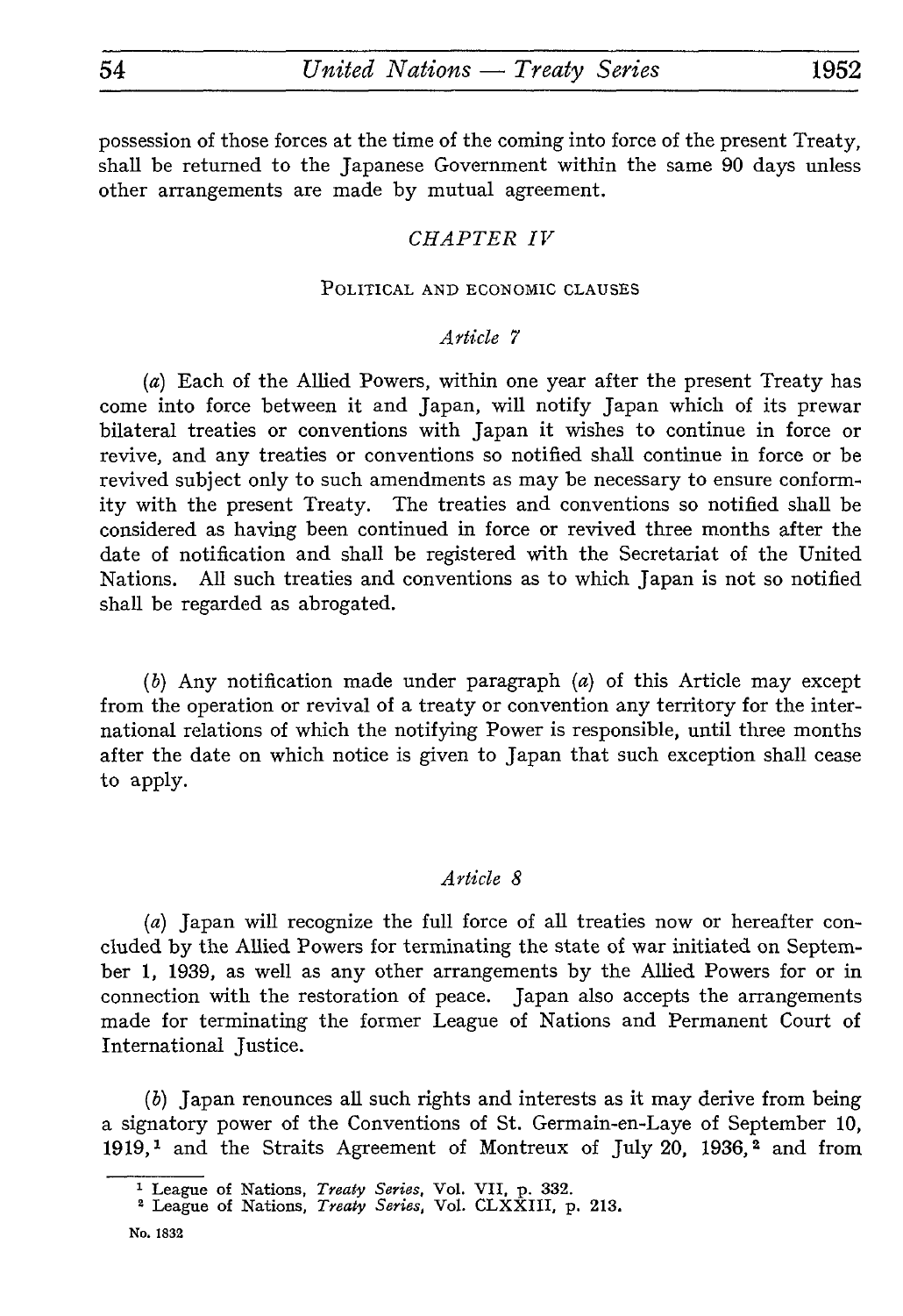possession of those forces at the time of the coming into force of the present Treaty, shall be returned to the Japanese Government within the same 90 days unless other arrangements are made by mutual agreement.

## *CHAPTER IV*

### Political and economic clauses

#### *Article 7*

(*a*) Each of the Allied Powers, within one year after the present Treaty has come into force between it and Japan, will notify Japan which of its prewar bilateral treaties or conventions with Japan it wishes to continue in force or revive, and any treaties or conventions so notified shall continue in force or be revived subject only to such amendments as may be necessary to ensure conformity with the present Treaty. The treaties and conventions so notified shall be considered as having been continued in force or revived three months after the date of notification and shall be registered with the Secretariat of the United Nations. All such treaties and conventions as to which Japan is not so notified shall be regarded as abrogated.

(*b*) Any notification made under paragraph (*a*) of this Article may except from the operation or revival of a treaty or convention any territory for the international relations of which the notifying Power is responsible, until three months after the date on which notice is given to Japan that such exception shall cease to apply.

#### *Article 8*

(*a*) Japan will recognize the full force of all treaties now or hereafter concluded by the Allied Powers for terminating the state of war initiated on September 1, 1939, as well as any other arrangements by the Allied Powers for or in connection with the restoration of peace. Japan also accepts the arrangements made for terminating the former League of Nations and Permanent Court of International Justice.

(*b*) Japan renounces all such rights and interests as it may derive from being a signatory power of the Conventions of St. Germain-en-Laye of September 10, 1919,[1] and the Straits Agreement of Montreux of July 20, 1936,[2] and from

[1] League of Nations, *Treaty Series*, Vol. VII, p. 332.
[2] League of Nations, *Treaty Series*, Vol. CLXXIII, p. 213.

No. 1832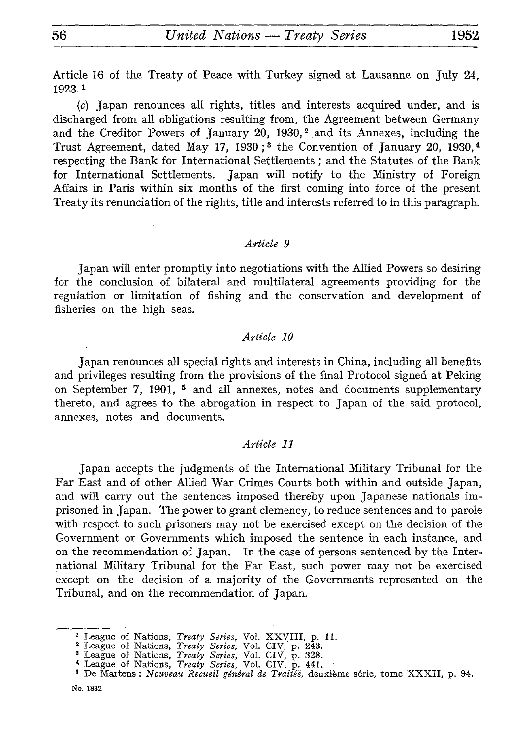Article 16 of the Treaty of Peace with Turkey signed at Lausanne on July 24, 1923.[1]

(c) Japan renounces all rights, titles and interests acquired under, and is discharged from all obligations resulting from, the Agreement between Germany and the Creditor Powers of January 20, 1930,[2] and its Annexes, including the Trust Agreement, dated May 17, 1930;[3] the Convention of January 20, 1930,[4] respecting the Bank for International Settlements; and the Statutes of the Bank for International Settlements. Japan will notify to the Ministry of Foreign Affairs in Paris within six months of the first coming into force of the present Treaty its renunciation of the rights, title and interests referred to in this paragraph.

### *Article 9*

Japan will enter promptly into negotiations with the Allied Powers so desiring for the conclusion of bilateral and multilateral agreements providing for the regulation or limitation of fishing and the conservation and development of fisheries on the high seas.

### *Article 10*

Japan renounces all special rights and interests in China, including all benefits and privileges resulting from the provisions of the final Protocol signed at Peking on September 7, 1901,[5] and all annexes, notes and documents supplementary thereto, and agrees to the abrogation in respect to Japan of the said protocol, annexes, notes and documents.

### *Article 11*

Japan accepts the judgments of the International Military Tribunal for the Far East and of other Allied War Crimes Courts both within and outside Japan, and will carry out the sentences imposed thereby upon Japanese nationals imprisoned in Japan. The power to grant clemency, to reduce sentences and to parole with respect to such prisoners may not be exercised except on the decision of the Government or Governments which imposed the sentence in each instance, and on the recommendation of Japan. In the case of persons sentenced by the International Military Tribunal for the Far East, such power may not be exercised except on the decision of a majority of the Governments represented on the Tribunal, and on the recommendation of Japan.

---

[1] League of Nations, *Treaty Series*, Vol. XXVIII, p. 11.

[2] League of Nations, *Treaty Series*, Vol. CIV, p. 243.

[3] League of Nations, *Treaty Series*, Vol. CIV, p. 328.

[4] League of Nations, *Treaty Series*, Vol. CIV, p. 441.

[5] De Martens: *Nouveau Recueil général de Traités*, deuxième série, tome XXXII, p. 94.

No. 1832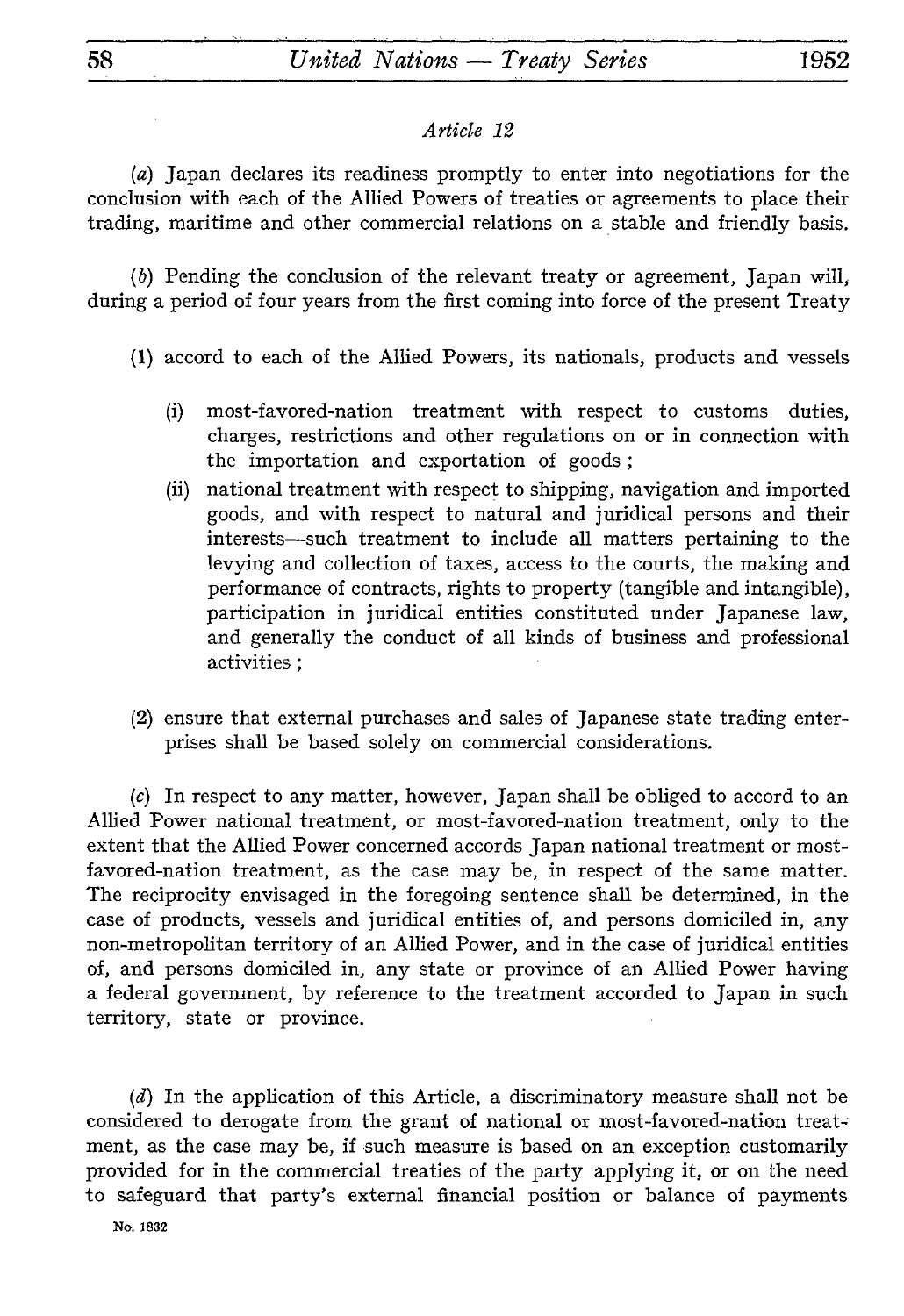*Article 12*

(*a*) Japan declares its readiness promptly to enter into negotiations for the conclusion with each of the Allied Powers of treaties or agreements to place their trading, maritime and other commercial relations on a stable and friendly basis.

(*b*) Pending the conclusion of the relevant treaty or agreement, Japan will, during a period of four years from the first coming into force of the present Treaty

(1) accord to each of the Allied Powers, its nationals, products and vessels

- (i) most-favored-nation treatment with respect to customs duties, charges, restrictions and other regulations on or in connection with the importation and exportation of goods ;
- (ii) national treatment with respect to shipping, navigation and imported goods, and with respect to natural and juridical persons and their interests—such treatment to include all matters pertaining to the levying and collection of taxes, access to the courts, the making and performance of contracts, rights to property (tangible and intangible), participation in juridical entities constituted under Japanese law, and generally the conduct of all kinds of business and professional activities ;

(2) ensure that external purchases and sales of Japanese state trading enterprises shall be based solely on commercial considerations.

(*c*) In respect to any matter, however, Japan shall be obliged to accord to an Allied Power national treatment, or most-favored-nation treatment, only to the extent that the Allied Power concerned accords Japan national treatment or most-favored-nation treatment, as the case may be, in respect of the same matter. The reciprocity envisaged in the foregoing sentence shall be determined, in the case of products, vessels and juridical entities of, and persons domiciled in, any non-metropolitan territory of an Allied Power, and in the case of juridical entities of, and persons domiciled in, any state or province of an Allied Power having a federal government, by reference to the treatment accorded to Japan in such territory, state or province.

(*d*) In the application of this Article, a discriminatory measure shall not be considered to derogate from the grant of national or most-favored-nation treatment, as the case may be, if such measure is based on an exception customarily provided for in the commercial treaties of the party applying it, or on the need to safeguard that party's external financial position or balance of payments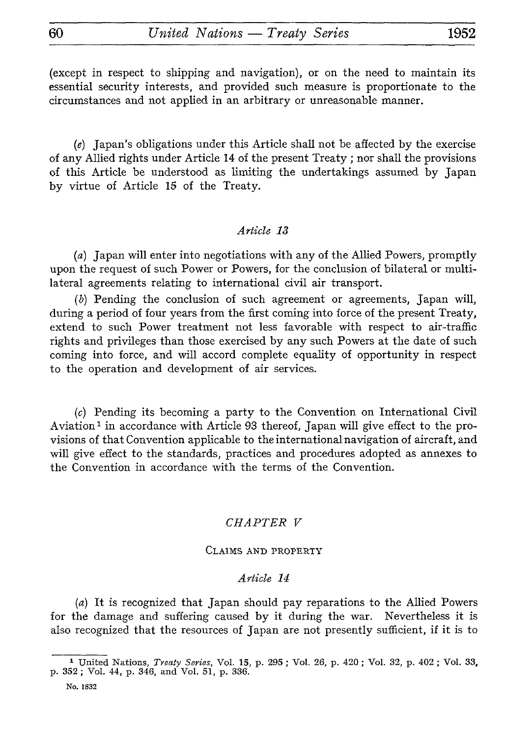(except in respect to shipping and navigation), or on the need to maintain its essential security interests, and provided such measure is proportionate to the circumstances and not applied in an arbitrary or unreasonable manner.

(*e*) Japan's obligations under this Article shall not be affected by the exercise of any Allied rights under Article 14 of the present Treaty ; nor shall the provisions of this Article be understood as limiting the undertakings assumed by Japan by virtue of Article 15 of the Treaty.

### *Article 13*

(*a*) Japan will enter into negotiations with any of the Allied Powers, promptly upon the request of such Power or Powers, for the conclusion of bilateral or multilateral agreements relating to international civil air transport.

(*b*) Pending the conclusion of such agreement or agreements, Japan will, during a period of four years from the first coming into force of the present Treaty, extend to such Power treatment not less favorable with respect to air-traffic rights and privileges than those exercised by any such Powers at the date of such coming into force, and will accord complete equality of opportunity in respect to the operation and development of air services.

(*c*) Pending its becoming a party to the Convention on International Civil Aviation[1] in accordance with Article 93 thereof, Japan will give effect to the provisions of that Convention applicable to the international navigation of aircraft, and will give effect to the standards, practices and procedures adopted as annexes to the Convention in accordance with the terms of the Convention.

## *CHAPTER V*

### CLAIMS AND PROPERTY

### *Article 14*

(*a*) It is recognized that Japan should pay reparations to the Allied Powers for the damage and suffering caused by it during the war. Nevertheless it is also recognized that the resources of Japan are not presently sufficient, if it is to

[1] United Nations, *Treaty Series*, Vol. 15, p. 295 ; Vol. 26, p. 420 ; Vol. 32, p. 402 ; Vol. 33, p. 352 ; Vol. 44, p. 346, and Vol. 51, p. 336.

No. 1832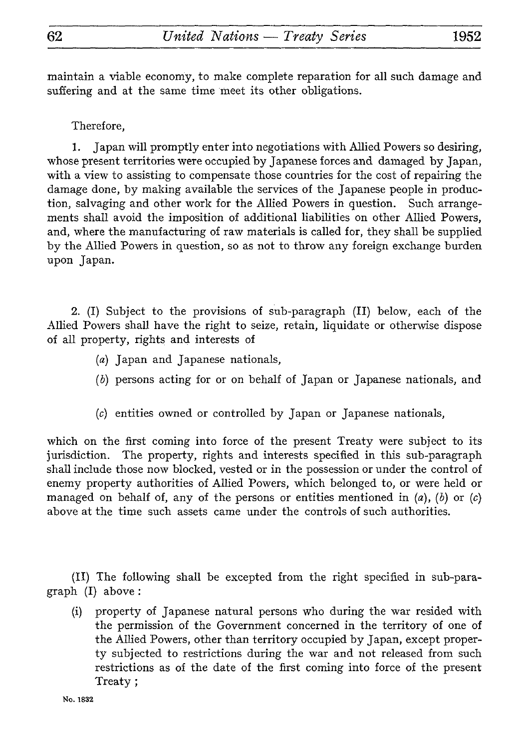maintain a viable economy, to make complete reparation for all such damage and suffering and at the same time meet its other obligations.

Therefore,

1. Japan will promptly enter into negotiations with Allied Powers so desiring, whose present territories were occupied by Japanese forces and damaged by Japan, with a view to assisting to compensate those countries for the cost of repairing the damage done, by making available the services of the Japanese people in production, salvaging and other work for the Allied Powers in question. Such arrangements shall avoid the imposition of additional liabilities on other Allied Powers, and, where the manufacturing of raw materials is called for, they shall be supplied by the Allied Powers in question, so as not to throw any foreign exchange burden upon Japan.

2. (I) Subject to the provisions of sub-paragraph (II) below, each of the Allied Powers shall have the right to seize, retain, liquidate or otherwise dispose of all property, rights and interests of

(*a*) Japan and Japanese nationals,

(*b*) persons acting for or on behalf of Japan or Japanese nationals, and

(*c*) entities owned or controlled by Japan or Japanese nationals,

which on the first coming into force of the present Treaty were subject to its jurisdiction. The property, rights and interests specified in this sub-paragraph shall include those now blocked, vested or in the possession or under the control of enemy property authorities of Allied Powers, which belonged to, or were held or managed on behalf of, any of the persons or entities mentioned in (*a*), (*b*) or (*c*) above at the time such assets came under the controls of such authorities.

(II) The following shall be excepted from the right specified in sub-paragraph (I) above:

(i) property of Japanese natural persons who during the war resided with the permission of the Government concerned in the territory of one of the Allied Powers, other than territory occupied by Japan, except property subjected to restrictions during the war and not released from such restrictions as of the date of the first coming into force of the present Treaty;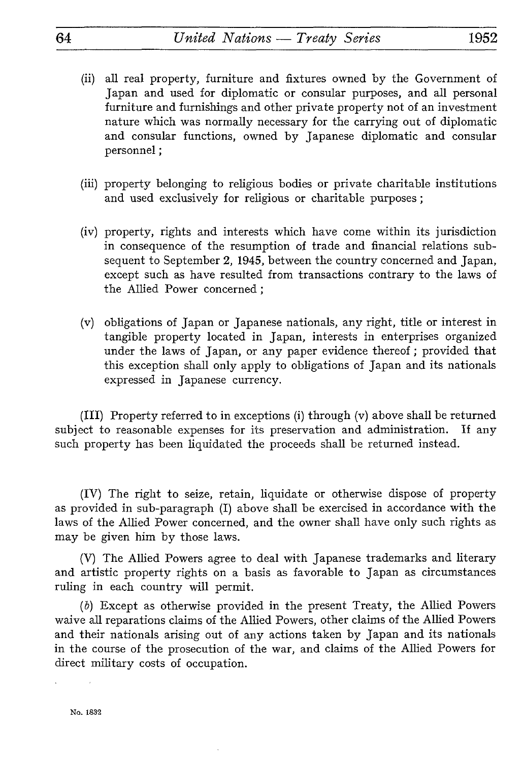(ii) all real property, furniture and fixtures owned by the Government of Japan and used for diplomatic or consular purposes, and all personal furniture and furnishings and other private property not of an investment nature which was normally necessary for the carrying out of diplomatic and consular functions, owned by Japanese diplomatic and consular personnel;

(iii) property belonging to religious bodies or private charitable institutions and used exclusively for religious or charitable purposes;

(iv) property, rights and interests which have come within its jurisdiction in consequence of the resumption of trade and financial relations subsequent to September 2, 1945, between the country concerned and Japan, except such as have resulted from transactions contrary to the laws of the Allied Power concerned;

(v) obligations of Japan or Japanese nationals, any right, title or interest in tangible property located in Japan, interests in enterprises organized under the laws of Japan, or any paper evidence thereof; provided that this exception shall only apply to obligations of Japan and its nationals expressed in Japanese currency.

(III) Property referred to in exceptions (i) through (v) above shall be returned subject to reasonable expenses for its preservation and administration. If any such property has been liquidated the proceeds shall be returned instead.

(IV) The right to seize, retain, liquidate or otherwise dispose of property as provided in sub-paragraph (I) above shall be exercised in accordance with the laws of the Allied Power concerned, and the owner shall have only such rights as may be given him by those laws.

(V) The Allied Powers agree to deal with Japanese trademarks and literary and artistic property rights on a basis as favorable to Japan as circumstances ruling in each country will permit.

(*b*) Except as otherwise provided in the present Treaty, the Allied Powers waive all reparations claims of the Allied Powers, other claims of the Allied Powers and their nationals arising out of any actions taken by Japan and its nationals in the course of the prosecution of the war, and claims of the Allied Powers for direct military costs of occupation.

No. 1832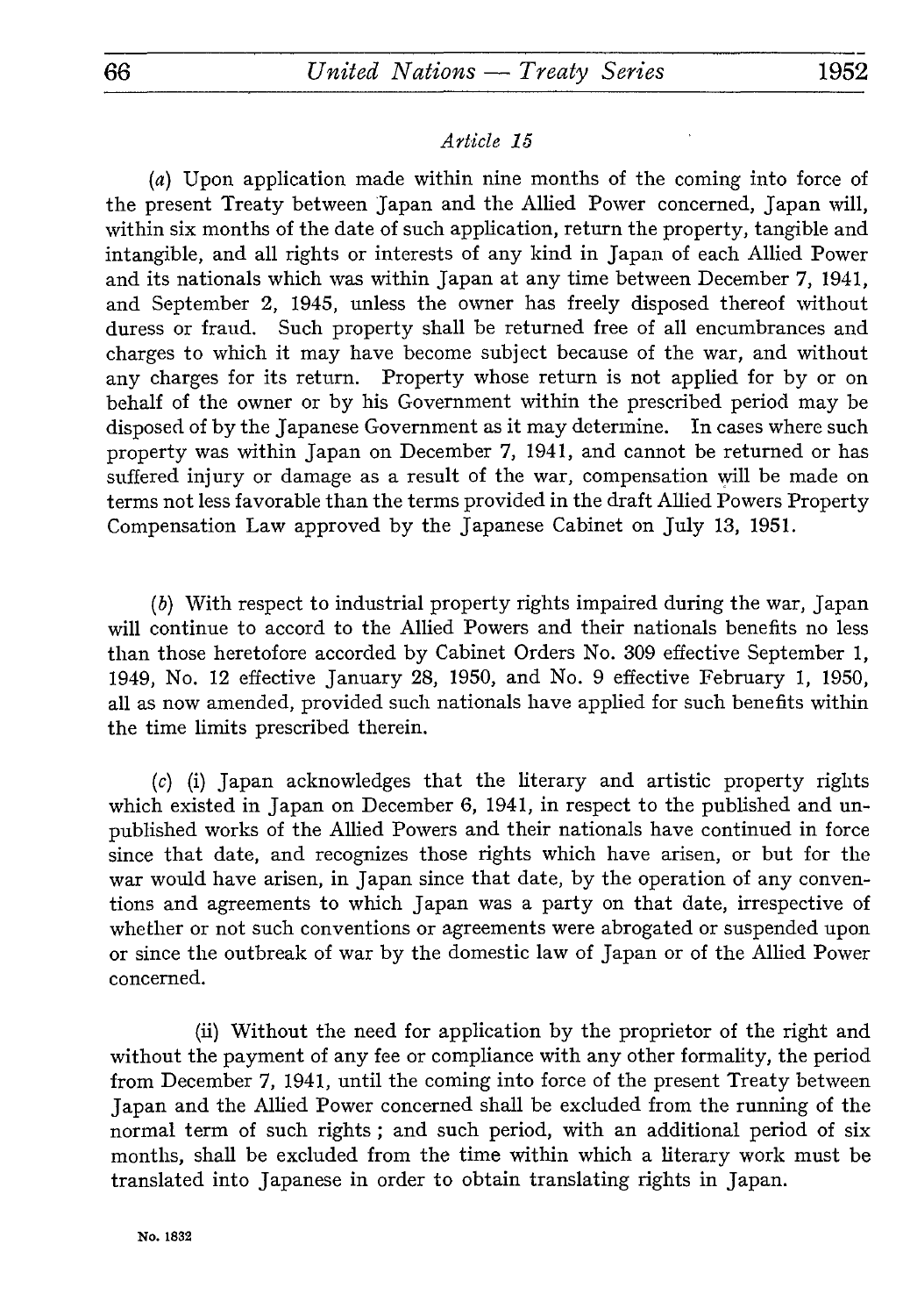*Article 15*

(*a*) Upon application made within nine months of the coming into force of the present Treaty between Japan and the Allied Power concerned, Japan will, within six months of the date of such application, return the property, tangible and intangible, and all rights or interests of any kind in Japan of each Allied Power and its nationals which was within Japan at any time between December 7, 1941, and September 2, 1945, unless the owner has freely disposed thereof without duress or fraud. Such property shall be returned free of all encumbrances and charges to which it may have become subject because of the war, and without any charges for its return. Property whose return is not applied for by or on behalf of the owner or by his Government within the prescribed period may be disposed of by the Japanese Government as it may determine. In cases where such property was within Japan on December 7, 1941, and cannot be returned or has suffered injury or damage as a result of the war, compensation will be made on terms not less favorable than the terms provided in the draft Allied Powers Property Compensation Law approved by the Japanese Cabinet on July 13, 1951.

(*b*) With respect to industrial property rights impaired during the war, Japan will continue to accord to the Allied Powers and their nationals benefits no less than those heretofore accorded by Cabinet Orders No. 309 effective September 1, 1949, No. 12 effective January 28, 1950, and No. 9 effective February 1, 1950, all as now amended, provided such nationals have applied for such benefits within the time limits prescribed therein.

(*c*) (i) Japan acknowledges that the literary and artistic property rights which existed in Japan on December 6, 1941, in respect to the published and unpublished works of the Allied Powers and their nationals have continued in force since that date, and recognizes those rights which have arisen, or but for the war would have arisen, in Japan since that date, by the operation of any conventions and agreements to which Japan was a party on that date, irrespective of whether or not such conventions or agreements were abrogated or suspended upon or since the outbreak of war by the domestic law of Japan or of the Allied Power concerned.

(ii) Without the need for application by the proprietor of the right and without the payment of any fee or compliance with any other formality, the period from December 7, 1941, until the coming into force of the present Treaty between Japan and the Allied Power concerned shall be excluded from the running of the normal term of such rights; and such period, with an additional period of six months, shall be excluded from the time within which a literary work must be translated into Japanese in order to obtain translating rights in Japan.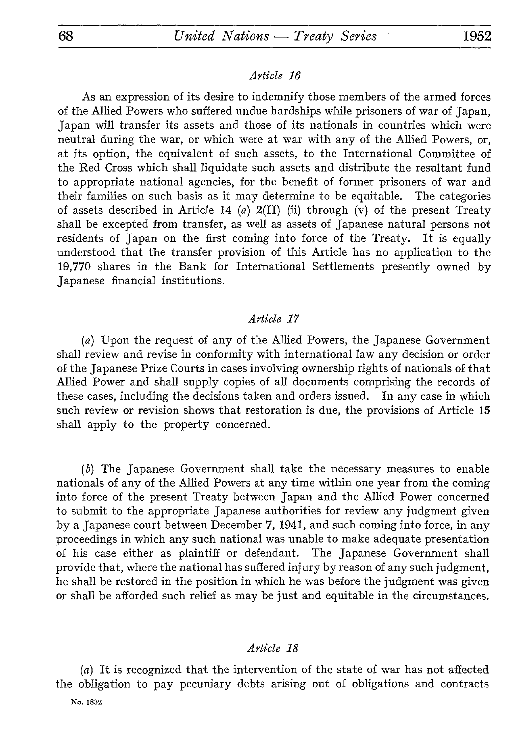*Article 16*

As an expression of its desire to indemnify those members of the armed forces of the Allied Powers who suffered undue hardships while prisoners of war of Japan, Japan will transfer its assets and those of its nationals in countries which were neutral during the war, or which were at war with any of the Allied Powers, or, at its option, the equivalent of such assets, to the International Committee of the Red Cross which shall liquidate such assets and distribute the resultant fund to appropriate national agencies, for the benefit of former prisoners of war and their families on such basis as it may determine to be equitable. The categories of assets described in Article 14 (*a*) 2(II) (ii) through (v) of the present Treaty shall be excepted from transfer, as well as assets of Japanese natural persons not residents of Japan on the first coming into force of the Treaty. It is equally understood that the transfer provision of this Article has no application to the 19,770 shares in the Bank for International Settlements presently owned by Japanese financial institutions.

*Article 17*

(*a*) Upon the request of any of the Allied Powers, the Japanese Government shall review and revise in conformity with international law any decision or order of the Japanese Prize Courts in cases involving ownership rights of nationals of that Allied Power and shall supply copies of all documents comprising the records of these cases, including the decisions taken and orders issued. In any case in which such review or revision shows that restoration is due, the provisions of Article 15 shall apply to the property concerned.

(*b*) The Japanese Government shall take the necessary measures to enable nationals of any of the Allied Powers at any time within one year from the coming into force of the present Treaty between Japan and the Allied Power concerned to submit to the appropriate Japanese authorities for review any judgment given by a Japanese court between December 7, 1941, and such coming into force, in any proceedings in which any such national was unable to make adequate presentation of his case either as plaintiff or defendant. The Japanese Government shall provide that, where the national has suffered injury by reason of any such judgment, he shall be restored in the position in which he was before the judgment was given or shall be afforded such relief as may be just and equitable in the circumstances.

*Article 18*

(*a*) It is recognized that the intervention of the state of war has not affected the obligation to pay pecuniary debts arising out of obligations and contracts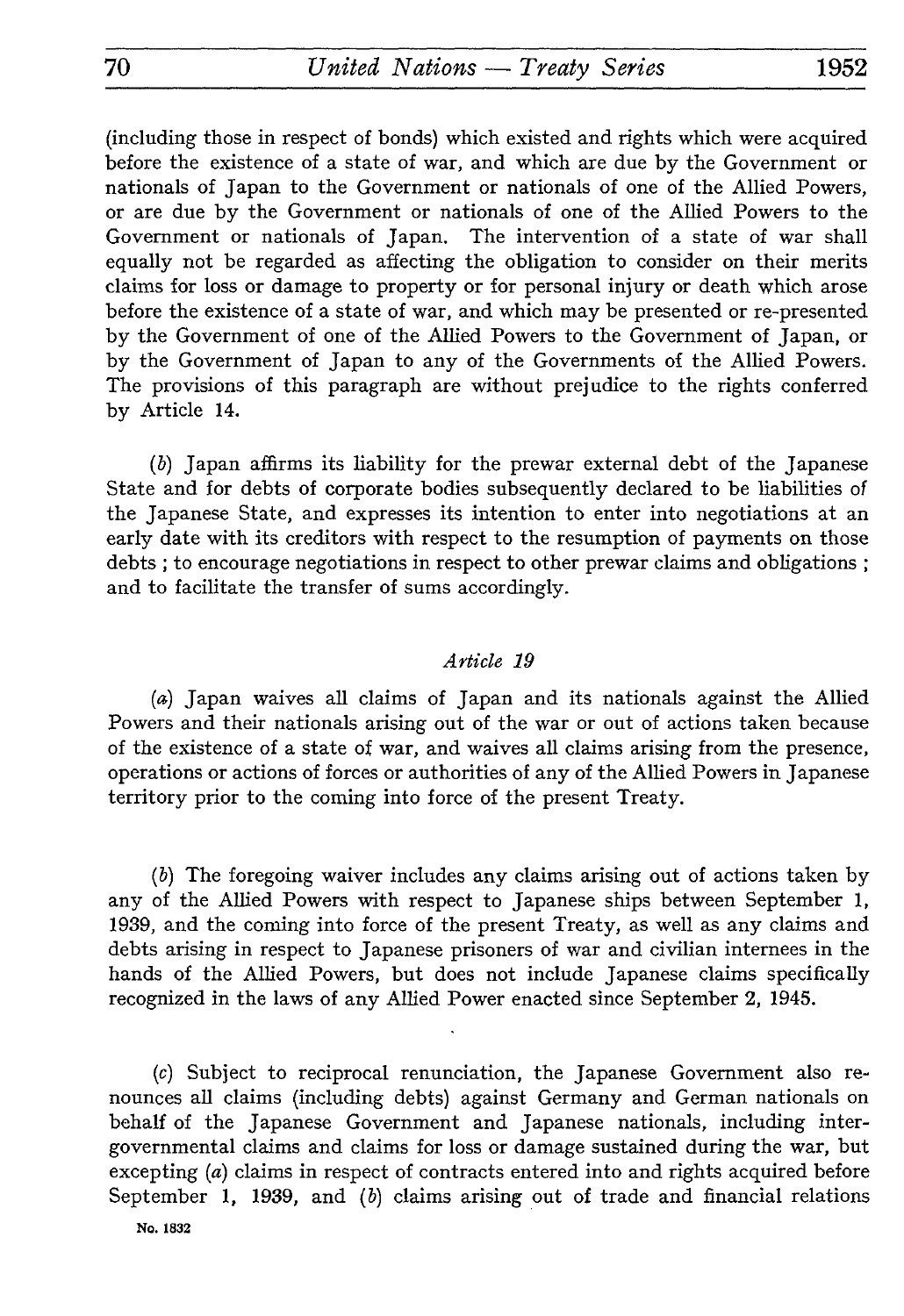(including those in respect of bonds) which existed and rights which were acquired before the existence of a state of war, and which are due by the Government or nationals of Japan to the Government or nationals of one of the Allied Powers, or are due by the Government or nationals of one of the Allied Powers to the Government or nationals of Japan. The intervention of a state of war shall equally not be regarded as affecting the obligation to consider on their merits claims for loss or damage to property or for personal injury or death which arose before the existence of a state of war, and which may be presented or re-presented by the Government of one of the Allied Powers to the Government of Japan, or by the Government of Japan to any of the Governments of the Allied Powers. The provisions of this paragraph are without prejudice to the rights conferred by Article 14.

(*b*) Japan affirms its liability for the prewar external debt of the Japanese State and for debts of corporate bodies subsequently declared to be liabilities of the Japanese State, and expresses its intention to enter into negotiations at an early date with its creditors with respect to the resumption of payments on those debts ; to encourage negotiations in respect to other prewar claims and obligations ; and to facilitate the transfer of sums accordingly.

*Article 19*

(*a*) Japan waives all claims of Japan and its nationals against the Allied Powers and their nationals arising out of the war or out of actions taken because of the existence of a state of war, and waives all claims arising from the presence, operations or actions of forces or authorities of any of the Allied Powers in Japanese territory prior to the coming into force of the present Treaty.

(*b*) The foregoing waiver includes any claims arising out of actions taken by any of the Allied Powers with respect to Japanese ships between September 1, 1939, and the coming into force of the present Treaty, as well as any claims and debts arising in respect to Japanese prisoners of war and civilian internees in the hands of the Allied Powers, but does not include Japanese claims specifically recognized in the laws of any Allied Power enacted since September 2, 1945.

(*c*) Subject to reciprocal renunciation, the Japanese Government also renounces all claims (including debts) against Germany and German nationals on behalf of the Japanese Government and Japanese nationals, including intergovernmental claims and claims for loss or damage sustained during the war, but excepting (*a*) claims in respect of contracts entered into and rights acquired before September 1, 1939, and (*b*) claims arising out of trade and financial relations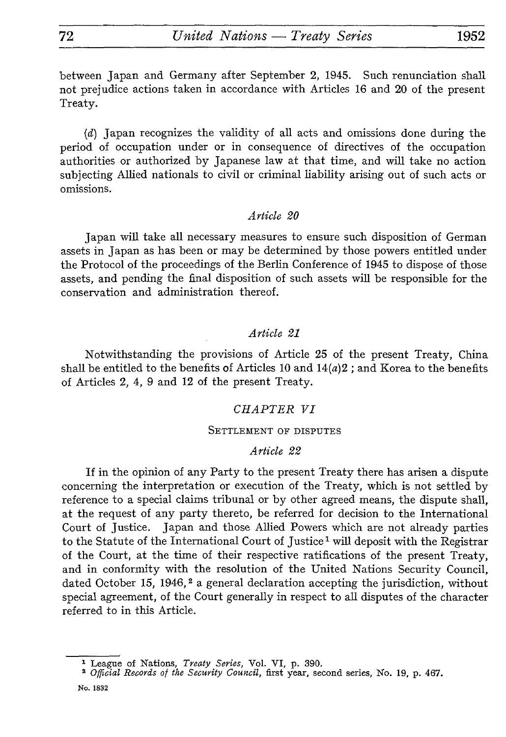between Japan and Germany after September 2, 1945. Such renunciation shall not prejudice actions taken in accordance with Articles 16 and 20 of the present Treaty.

(*d*) Japan recognizes the validity of all acts and omissions done during the period of occupation under or in consequence of directives of the occupation authorities or authorized by Japanese law at that time, and will take no action subjecting Allied nationals to civil or criminal liability arising out of such acts or omissions.

### *Article 20*

Japan will take all necessary measures to ensure such disposition of German assets in Japan as has been or may be determined by those powers entitled under the Protocol of the proceedings of the Berlin Conference of 1945 to dispose of those assets, and pending the final disposition of such assets will be responsible for the conservation and administration thereof.

### *Article 21*

Notwithstanding the provisions of Article 25 of the present Treaty, China shall be entitled to the benefits of Articles 10 and 14(*a*)2 ; and Korea to the benefits of Articles 2, 4, 9 and 12 of the present Treaty.

## *CHAPTER VI*

### SETTLEMENT OF DISPUTES

### *Article 22*

If in the opinion of any Party to the present Treaty there has arisen a dispute concerning the interpretation or execution of the Treaty, which is not settled by reference to a special claims tribunal or by other agreed means, the dispute shall, at the request of any party thereto, be referred for decision to the International Court of Justice. Japan and those Allied Powers which are not already parties to the Statute of the International Court of Justice[1] will deposit with the Registrar of the Court, at the time of their respective ratifications of the present Treaty, and in conformity with the resolution of the United Nations Security Council, dated October 15, 1946,[2] a general declaration accepting the jurisdiction, without special agreement, of the Court generally in respect to all disputes of the character referred to in this Article.

---

[1] League of Nations, *Treaty Series*, Vol. VI, p. 390.

[2] *Official Records of the Security Council*, first year, second series, No. 19, p. 467.

No. 1832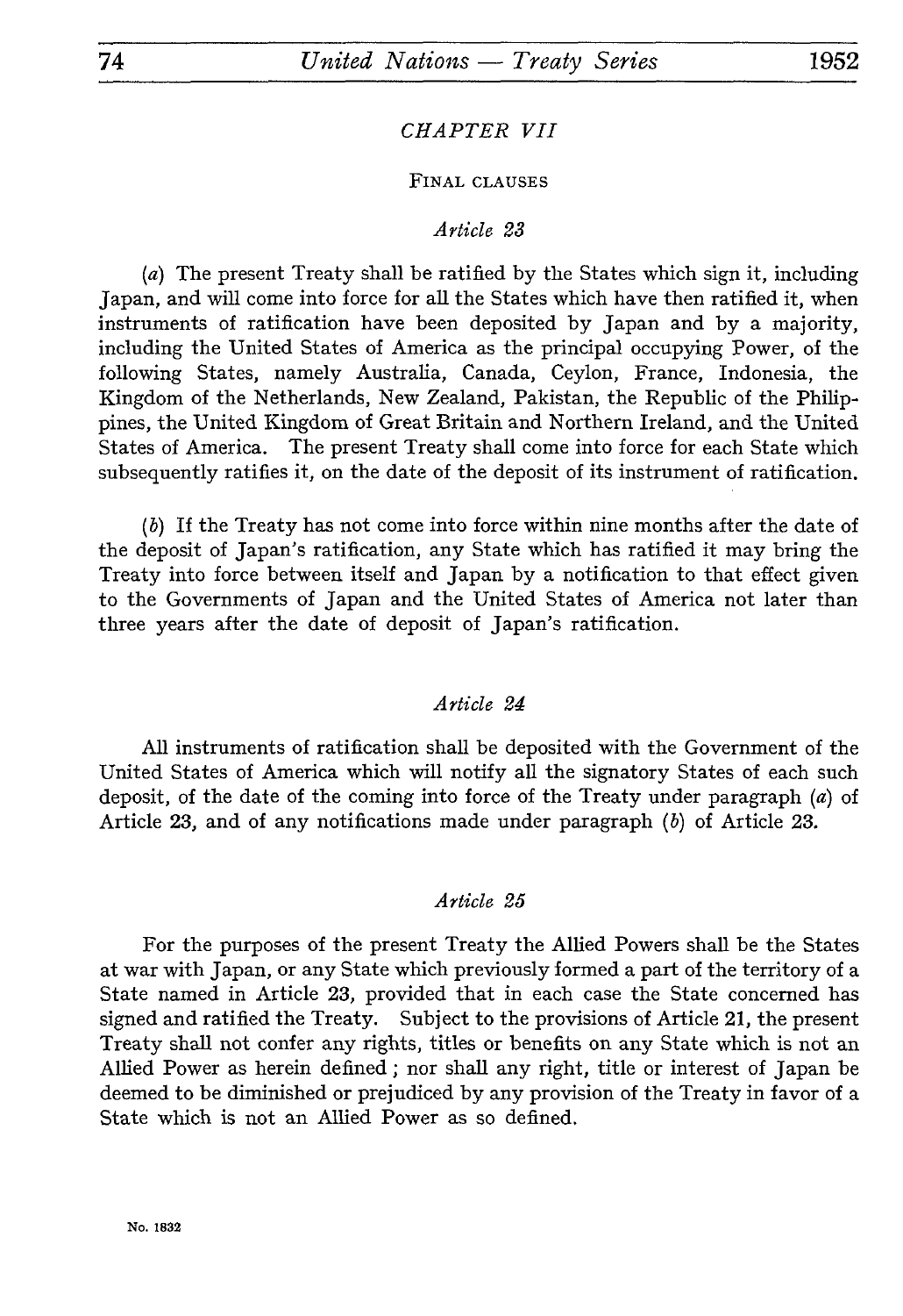## CHAPTER VII

### FINAL CLAUSES

#### *Article 23*

(*a*) The present Treaty shall be ratified by the States which sign it, including Japan, and will come into force for all the States which have then ratified it, when instruments of ratification have been deposited by Japan and by a majority, including the United States of America as the principal occupying Power, of the following States, namely Australia, Canada, Ceylon, France, Indonesia, the Kingdom of the Netherlands, New Zealand, Pakistan, the Republic of the Philippines, the United Kingdom of Great Britain and Northern Ireland, and the United States of America. The present Treaty shall come into force for each State which subsequently ratifies it, on the date of the deposit of its instrument of ratification.

(*b*) If the Treaty has not come into force within nine months after the date of the deposit of Japan's ratification, any State which has ratified it may bring the Treaty into force between itself and Japan by a notification to that effect given to the Governments of Japan and the United States of America not later than three years after the date of deposit of Japan's ratification.

#### *Article 24*

All instruments of ratification shall be deposited with the Government of the United States of America which will notify all the signatory States of each such deposit, of the date of the coming into force of the Treaty under paragraph (*a*) of Article 23, and of any notifications made under paragraph (*b*) of Article 23.

#### *Article 25*

For the purposes of the present Treaty the Allied Powers shall be the States at war with Japan, or any State which previously formed a part of the territory of a State named in Article 23, provided that in each case the State concerned has signed and ratified the Treaty. Subject to the provisions of Article 21, the present Treaty shall not confer any rights, titles or benefits on any State which is not an Allied Power as herein defined ; nor shall any right, title or interest of Japan be deemed to be diminished or prejudiced by any provision of the Treaty in favor of a State which is not an Allied Power as so defined.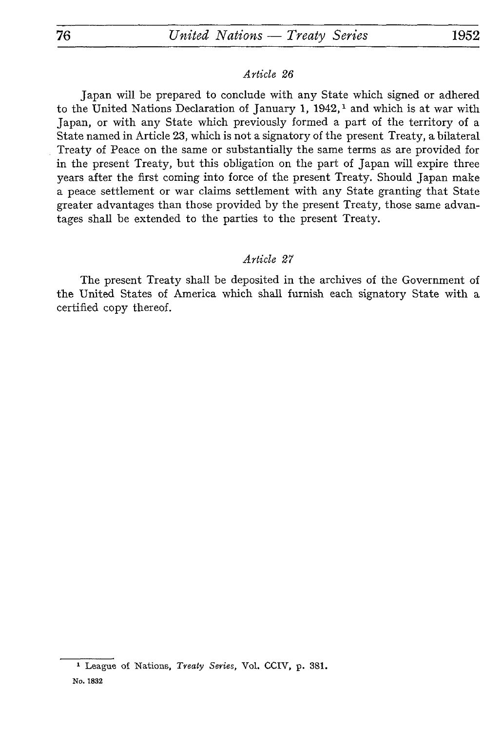*Article 26*

Japan will be prepared to conclude with any State which signed or adhered to the United Nations Declaration of January 1, 1942,[1] and which is at war with Japan, or with any State which previously formed a part of the territory of a State named in Article 23, which is not a signatory of the present Treaty, a bilateral Treaty of Peace on the same or substantially the same terms as are provided for in the present Treaty, but this obligation on the part of Japan will expire three years after the first coming into force of the present Treaty. Should Japan make a peace settlement or war claims settlement with any State granting that State greater advantages than those provided by the present Treaty, those same advantages shall be extended to the parties to the present Treaty.

*Article 27*

The present Treaty shall be deposited in the archives of the Government of the United States of America which shall furnish each signatory State with a certified copy thereof.

[1] League of Nations, *Treaty Series*, Vol. CCIV, p. 381.

No. 1832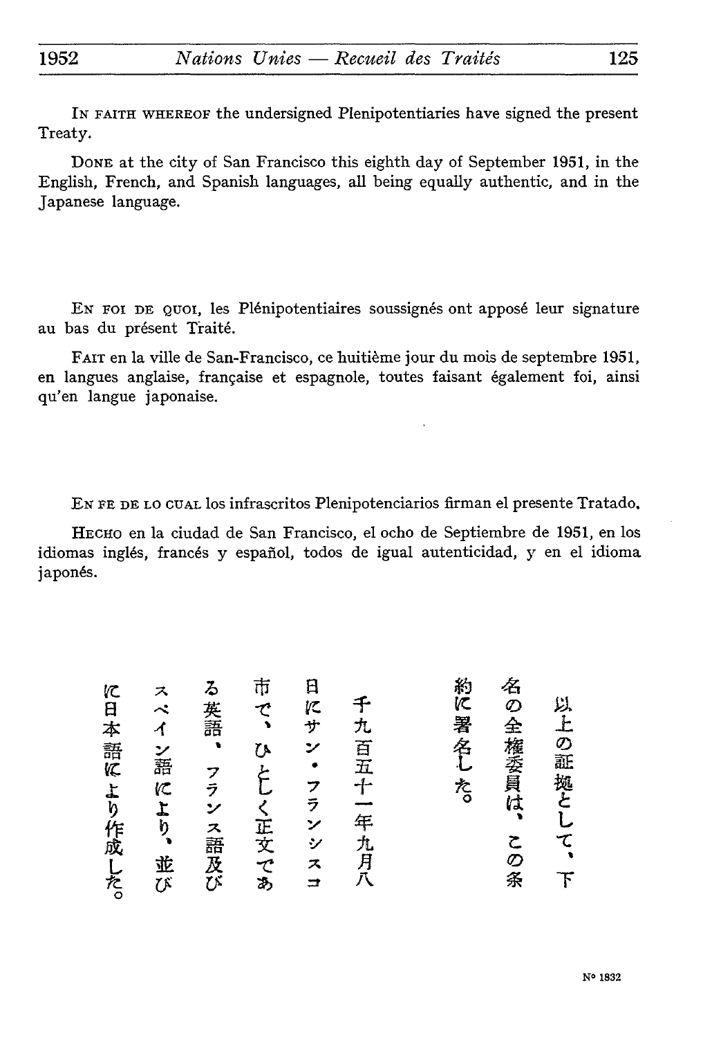IN FAITH WHEREOF the undersigned Plenipotentiaries have signed the present Treaty.

DONE at the city of San Francisco this eighth day of September 1951, in the English, French, and Spanish languages, all being equally authentic, and in the Japanese language.

EN FOI DE QUOI, les Plénipotentiaires soussignés ont apposé leur signature au bas du présent Traité.

FAIT en la ville de San-Francisco, ce huitième jour du mois de septembre 1951, en langues anglaise, française et espagnole, toutes faisant également foi, ainsi qu'en langue japonaise.

EN FE DE LO CUAL los infrascritos Plenipotenciarios firman el presente Tratado.

HECHO en la ciudad de San Francisco, el ocho de Septiembre de 1951, en los idiomas inglés, francés y español, todos de igual autenticidad, y en el idioma japonés.

以上の証拠として、下名の全権委員は、この条約に署名した。

千九百五十一年九月八日にサン・フランシスコ市で、ひとしく正文である英語、フランス語及びスペイン語により、並びに日本語により作成した。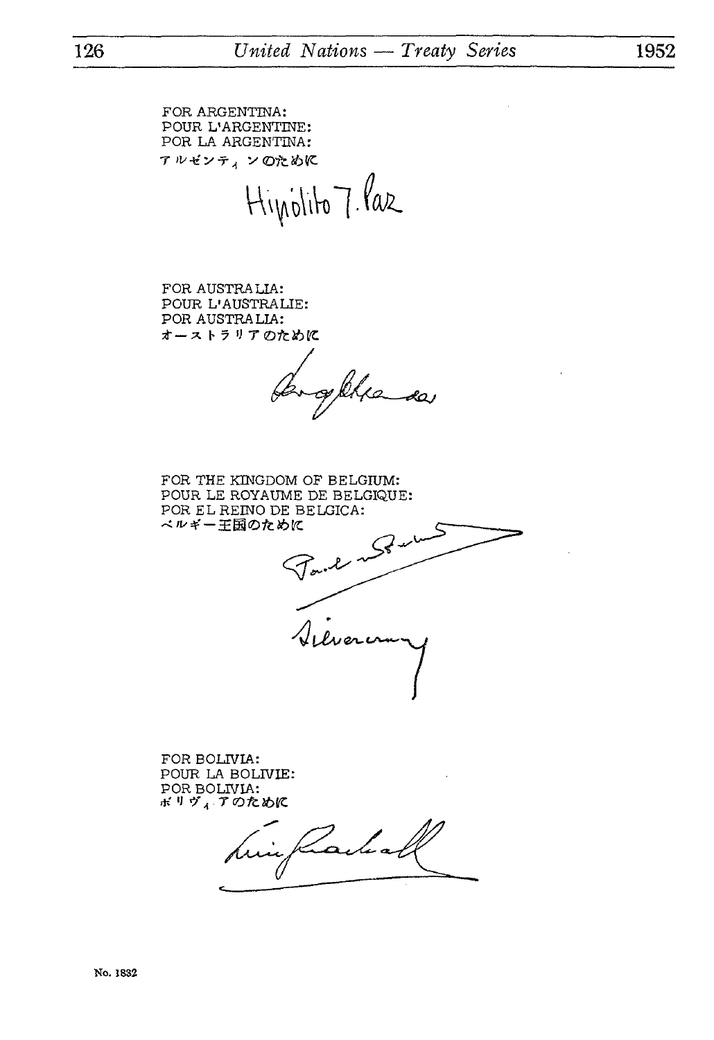FOR ARGENTINA:
POUR L'ARGENTINE:
POR LA ARGENTINA:
アルゼンティンのために

Hipólito J. Paz

FOR AUSTRALIA:
POUR L'AUSTRALIE:
POR AUSTRALIA:
オーストラリアのために

FOR THE KINGDOM OF BELGIUM:
POUR LE ROYAUME DE BELGIQUE:
POR EL REINO DE BELGICA:
ベルギー王国のために

Paul van Zeeland

Silvercruys

FOR BOLIVIA:
POUR LA BOLIVIE:
POR BOLIVIA:
ボリヴィアのために

No. 1832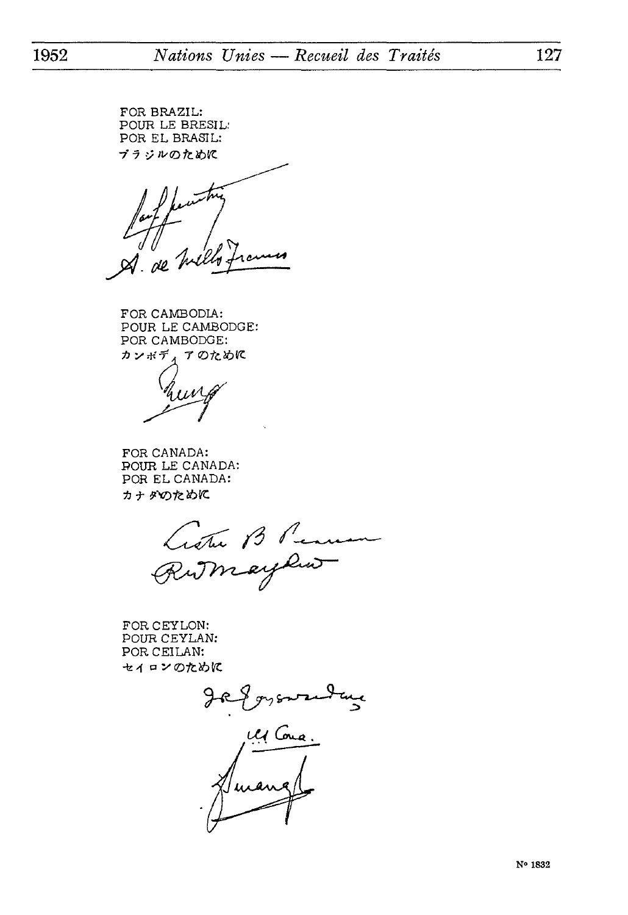FOR BRAZIL:
POUR LE BRESIL:
POR EL BRASIL:
ブラジルのために

[Signatures]
A. de Mello Franco

FOR CAMBODIA:
POUR LE CAMBODGE:
POR CAMBODGE:
カンボディアのために

[Signature]

FOR CANADA:
POUR LE CANADA:
POR EL CANADA:
カナダのために

Lester B Pearson
RWMayhew

FOR CEYLON:
POUR CEYLAN:
POR CEILAN:
セイロンのために

J R Jayewardene
[Signature] Corea.
[Signature]

N° 1832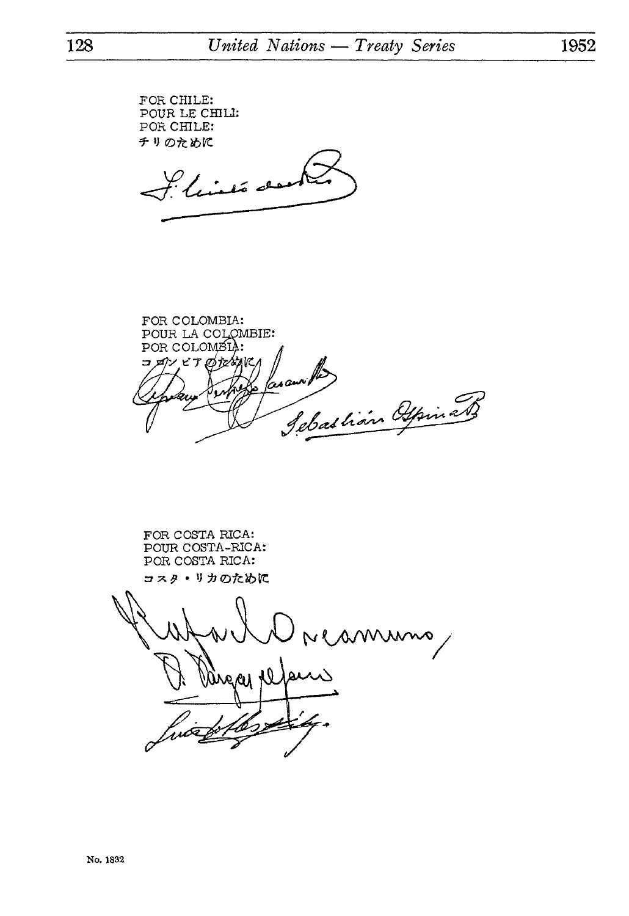FOR CHILE:
POUR LE CHILI:
POR CHILE:
チリのために

F. Nieto del Río

FOR COLOMBIA:
POUR LA COLOMBIE:
POR COLOMBIA:
コロンビアのために

Cipriano Restrepo Jaramillo

Sebastián Ospina

FOR COSTA RICA:
POUR COSTA-RICA:
POR COSTA RICA:
コスタ・リカのために

Rafael Oreamuno

J. Vargas Fernández

Luis Dobles Sánchez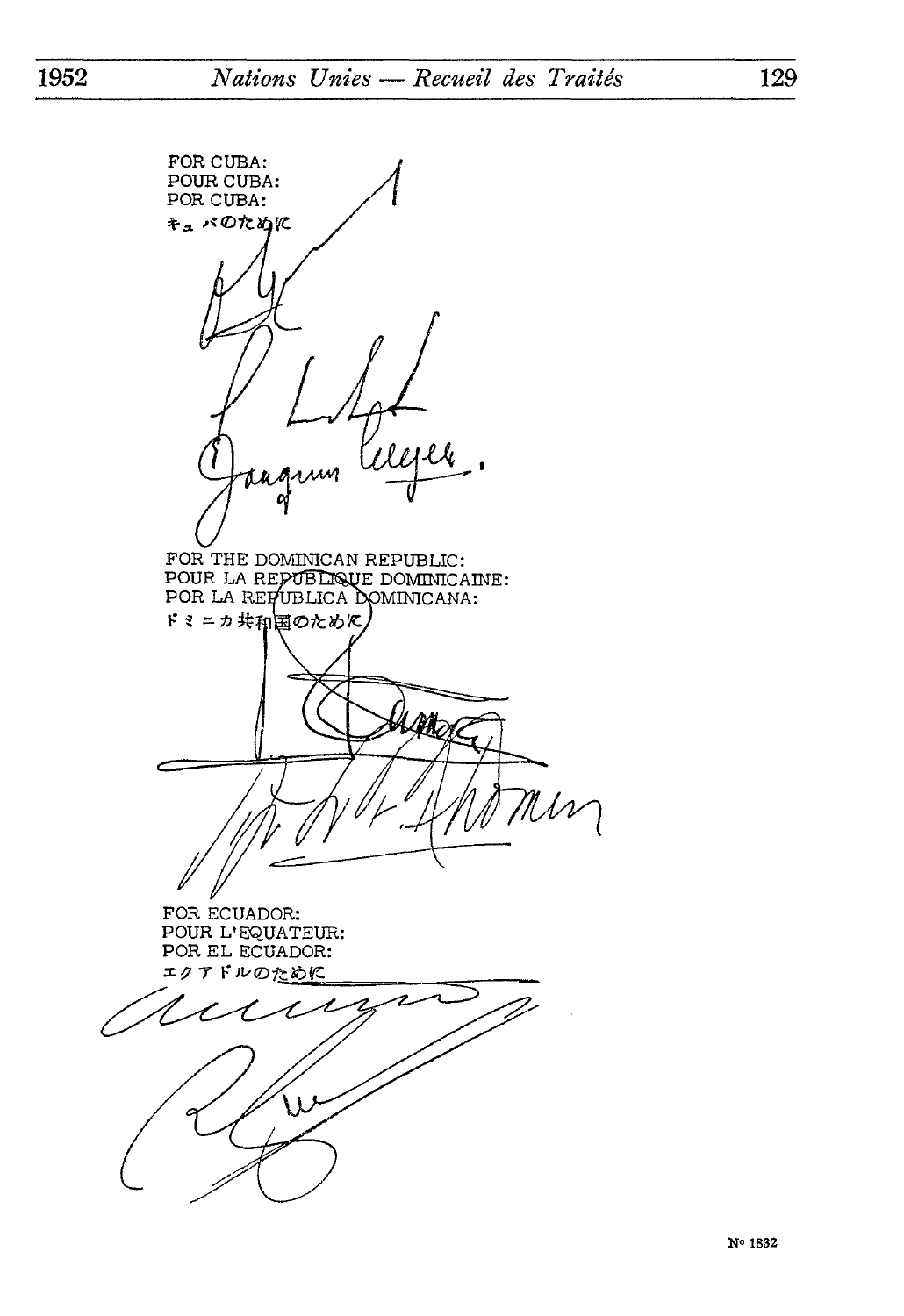FOR CUBA:
POUR CUBA:
POR CUBA:
キューバのために

Joaquín Meyer

FOR THE DOMINICAN REPUBLIC:
POUR LA REPUBLIQUE DOMINICAINE:
POR LA REPUBLICA DOMINICANA:
ドミニカ共和国のために

FOR ECUADOR:
POUR L'EQUATEUR:
POR EL ECUADOR:
エクアドルのために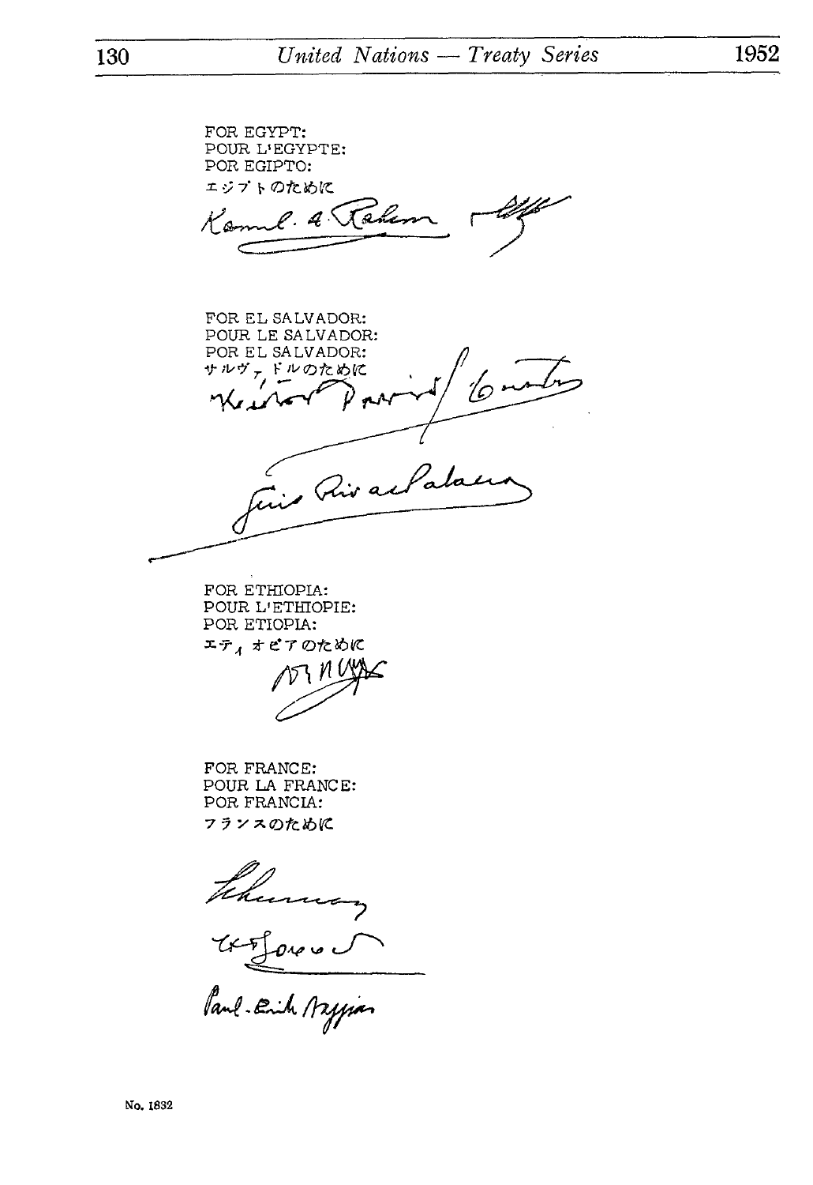FOR EGYPT:
POUR L'EGYPTE:
POR EGIPTO:
エジプトのために

Kamel A. Rahim

FOR EL SALVADOR:
POUR LE SALVADOR:
POR EL SALVADOR:
サルヴァドルのために

Héctor David Castro

Luis Rivas Palacios

FOR ETHIOPIA:
POUR L'ETHIOPIE:
POR ETIOPIA:
エティオピアのために

FOR FRANCE:
POUR LA FRANCE:
POR FRANCIA:
フランスのために

Schuman

Paul-Émile Naggiar

No. 1832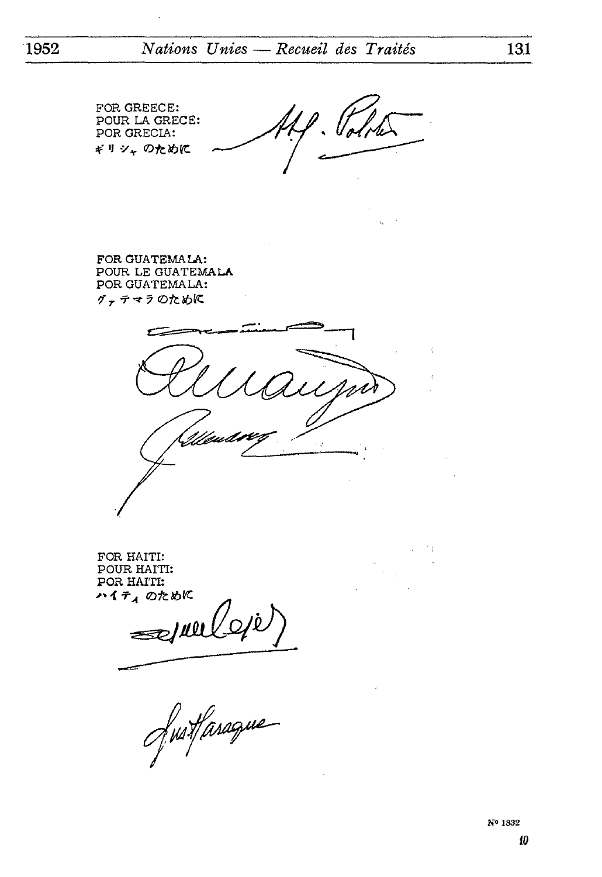FOR GREECE:
POUR LA GRECE:
POR GRECIA:
ギリシャのために

FOR GUATEMALA:
POUR LE GUATEMALA
POR GUATEMALA:
グァテマラのために

FOR HAITI:
POUR HAITI:
POR HAITI:
ハイティのために

N° 1832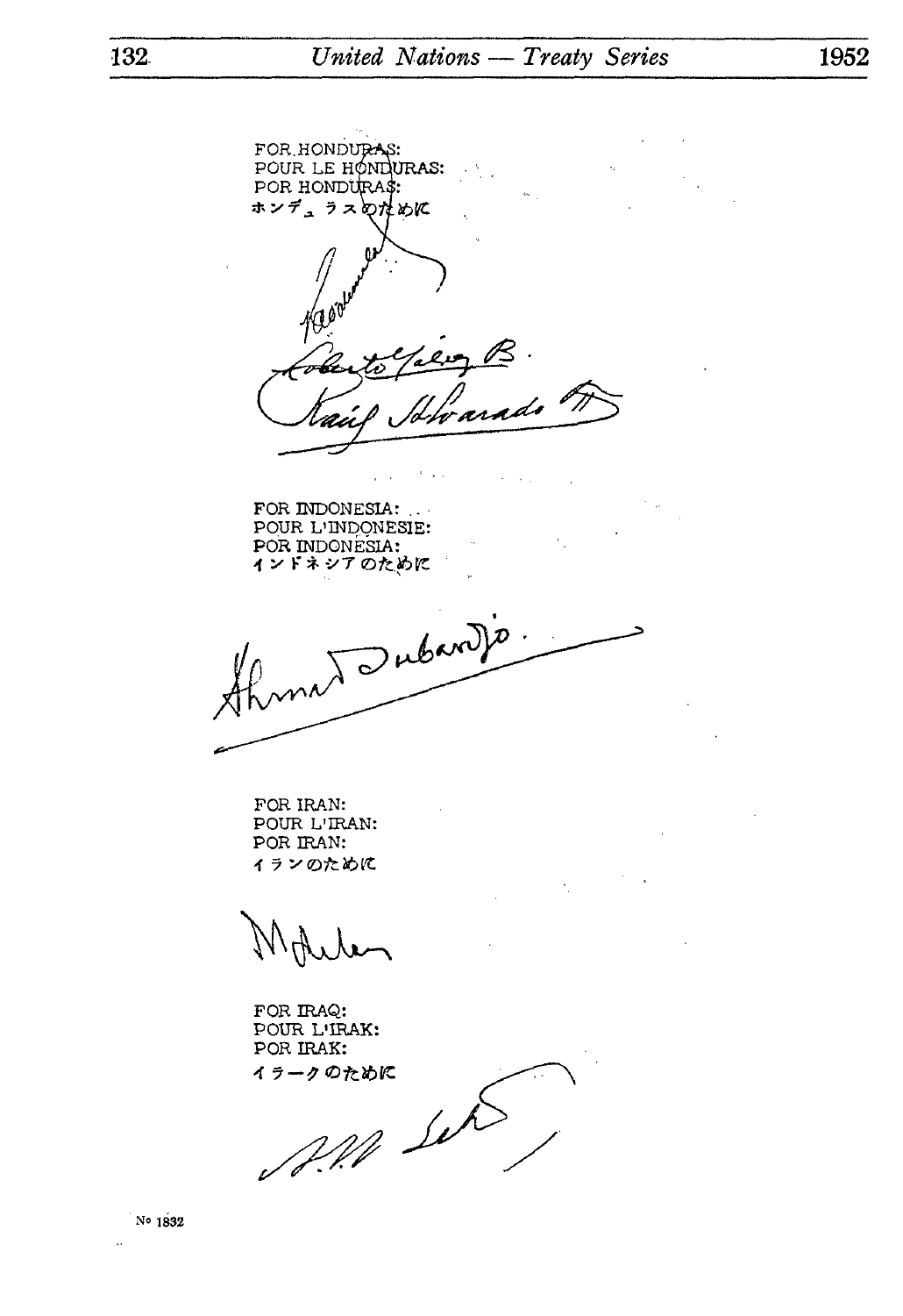FOR HONDURAS:
POUR LE HONDURAS:
POR HONDURAS:
ホンデュラスのために

Roberto Gálvez B.
Raúl Alvarado T.

FOR INDONESIA:
POUR L'INDONESIE:
POR INDONESIA:
インドネシアのために

Ahmad Subardjo.

FOR IRAN:
POUR L'IRAN:
POR IRAN:
イランのために

FOR IRAQ:
POUR L'IRAK:
POR IRAK:
イラークのために

No 1832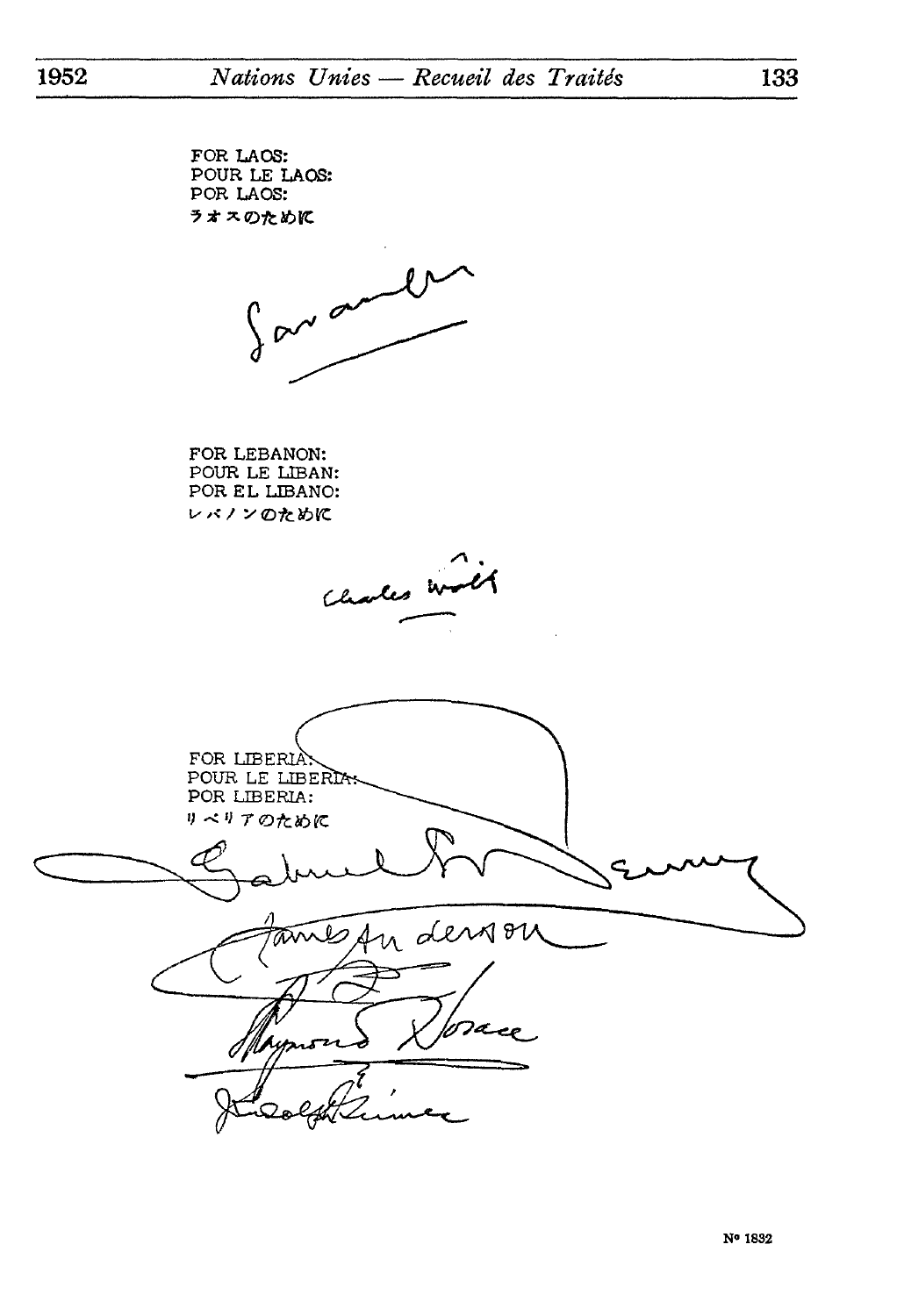FOR LAOS:
POUR LE LAOS:
POR LAOS:
ラオスのために

Savang

FOR LEBANON:
POUR LE LIBAN:
POR EL LIBANO:
レバノンのために

Charles Malik

FOR LIBERIA:
POUR LE LIBERIA:
POR LIBERIA:
リベリアのために

Gabriel L. Dennis

James Anderson

Raymond Horace

J. Rudolph Grimes

N° 1832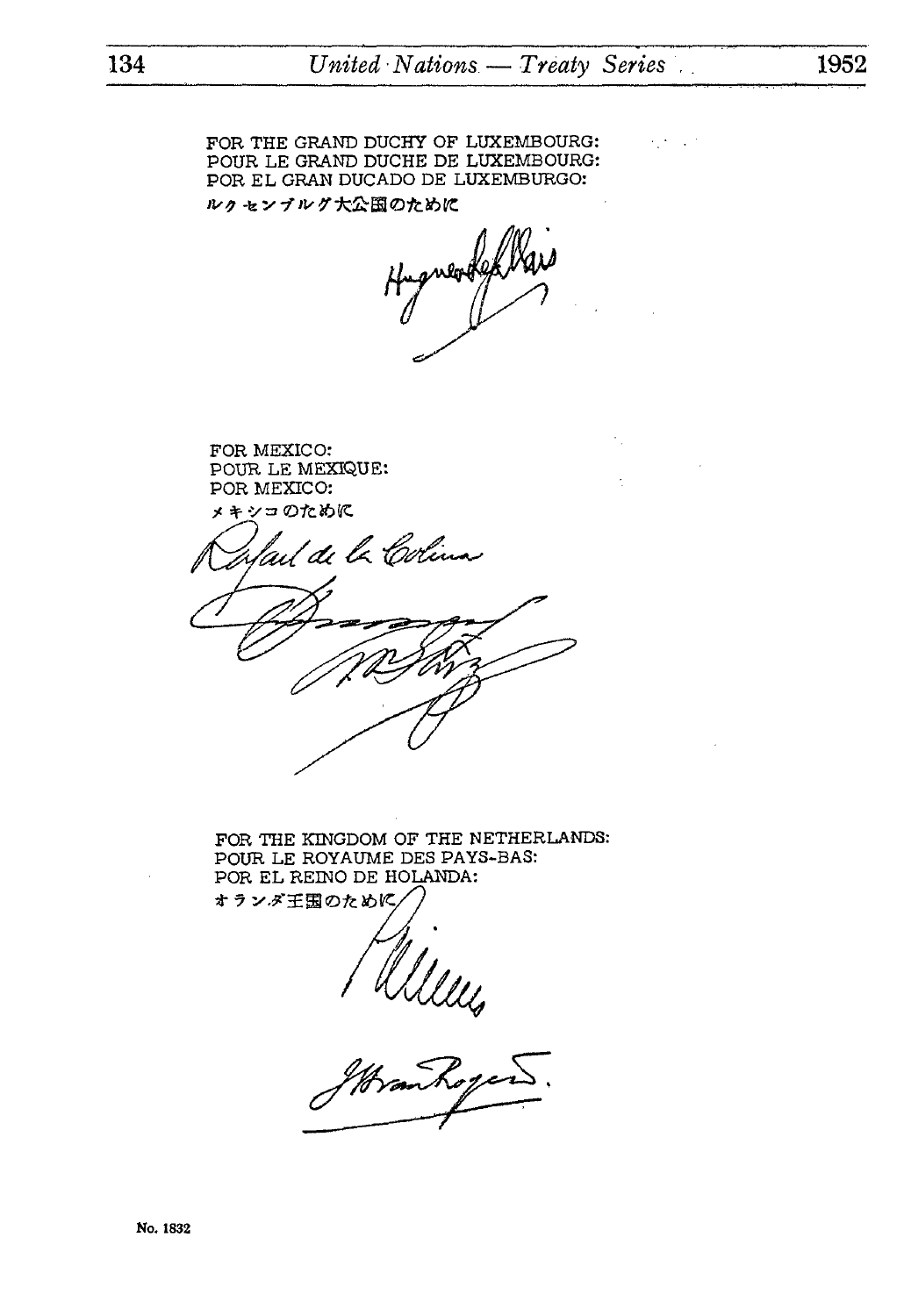FOR THE GRAND DUCHY OF LUXEMBOURG:
POUR LE GRAND DUCHE DE LUXEMBOURG:
POR EL GRAN DUCADO DE LUXEMBURGO:
ルクセンブルグ大公国のために

Hugues Le Gallais

FOR MEXICO:
POUR LE MEXIQUE:
POR MEXICO:
メキシコのために

Rafael de la Colina

FOR THE KINGDOM OF THE NETHERLANDS:
POUR LE ROYAUME DES PAYS-BAS:
POR EL REINO DE HOLANDA:
オランダ王国のために

J. H. van Roijen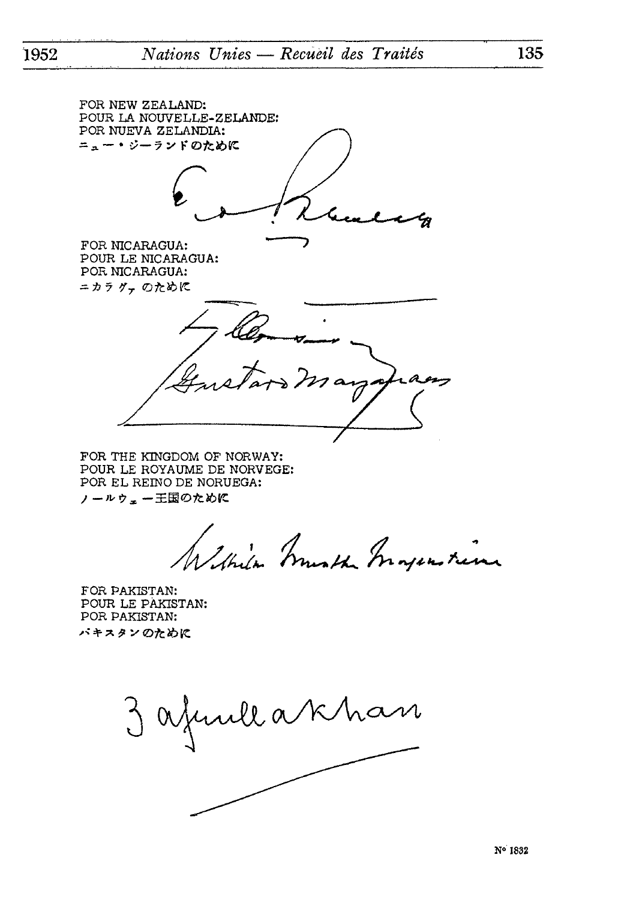FOR NEW ZEALAND:
POUR LA NOUVELLE-ZELANDE:
POR NUEVA ZELANDIA:
ニュー・ジーランドのために

C. Berendsen

FOR NICARAGUA:
POUR LE NICARAGUA:
POR NICARAGUA:
ニカラグァのために

Gustavo Manzanares

FOR THE KINGDOM OF NORWAY:
POUR LE ROYAUME DE NORVEGE:
POR EL REINO DE NORUEGA:
ノールウェー王国のために

Wilhelm Munthe Morgenstierne

FOR PAKISTAN:
POUR LE PAKISTAN:
POR PAKISTAN:
パキスタンのために

Zafrulla Khan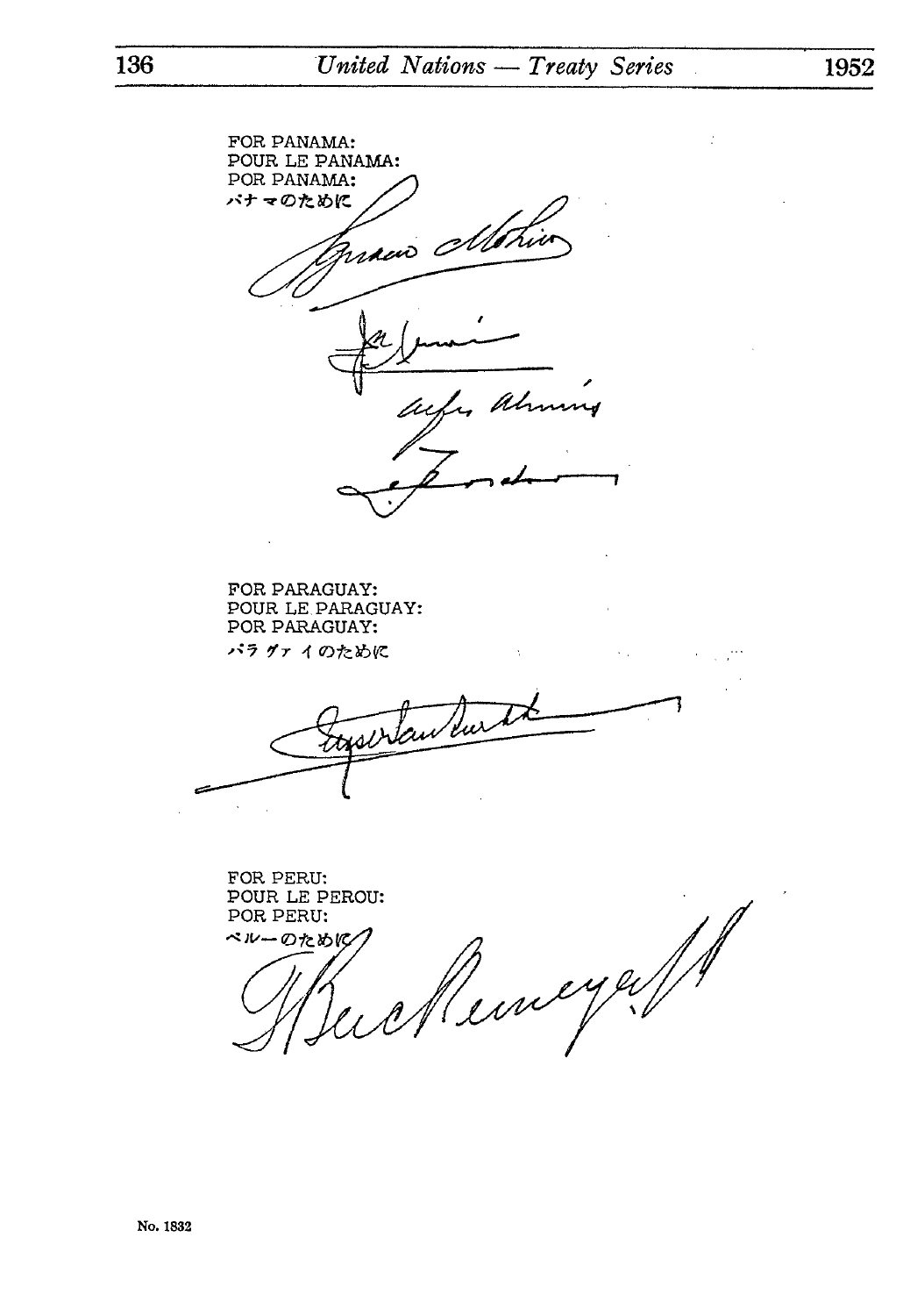FOR PANAMA:
POUR LE PANAMA:
POR PANAMA:
パナマのために

FOR PARAGUAY:
POUR LE PARAGUAY:
POR PARAGUAY:
パラグァイのために

FOR PERU:
POUR LE PEROU:
POR PERU:
ペルーのために

No. 1832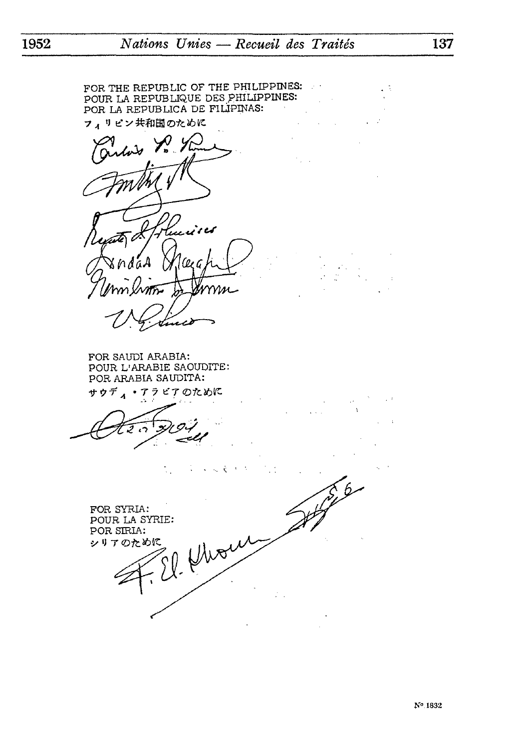FOR THE REPUBLIC OF THE PHILIPPINES:
POUR LA REPUBLIQUE DES PHILIPPINES:
POR LA REPUBLICA DE FILIPINAS:
フィリピン共和国のために

FOR SAUDI ARABIA:
POUR L'ARABIE SAOUDITE:
POR ARABIA SAUDITA:
サウディ・アラビアのために

FOR SYRIA:
POUR LA SYRIE:
POR SIRIA:
シリアのために

F. El-Khouri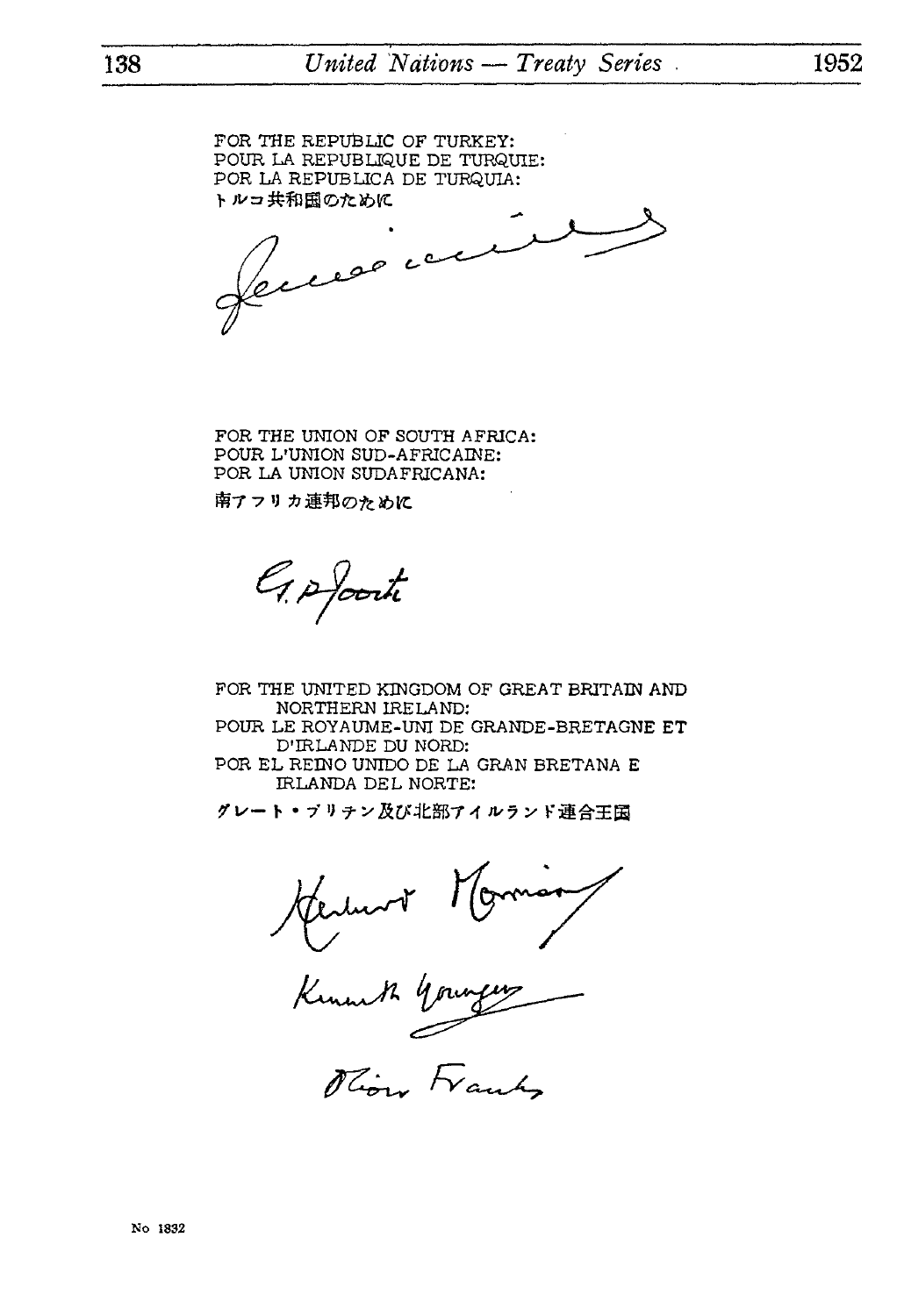FOR THE REPUBLIC OF TURKEY:
POUR LA REPUBLIQUE DE TURQUIE:
POR LA REPUBLICA DE TURQUIA:
トルコ共和国のために

Feridun Cemal Erkin

FOR THE UNION OF SOUTH AFRICA:
POUR L'UNION SUD-AFRICAINE:
POR LA UNION SUDAFRICANA:
南アフリカ連邦のために

G. P. Jooste

FOR THE UNITED KINGDOM OF GREAT BRITAIN AND NORTHERN IRELAND:
POUR LE ROYAUME-UNI DE GRANDE-BRETAGNE ET D'IRLANDE DU NORD:
POR EL REINO UNIDO DE LA GRAN BRETANA E IRLANDA DEL NORTE:
グレート・ブリテン及び北部アイルランド連合王国

Herbert Morrison
Kenneth Younger
Oliver Franks

No 1832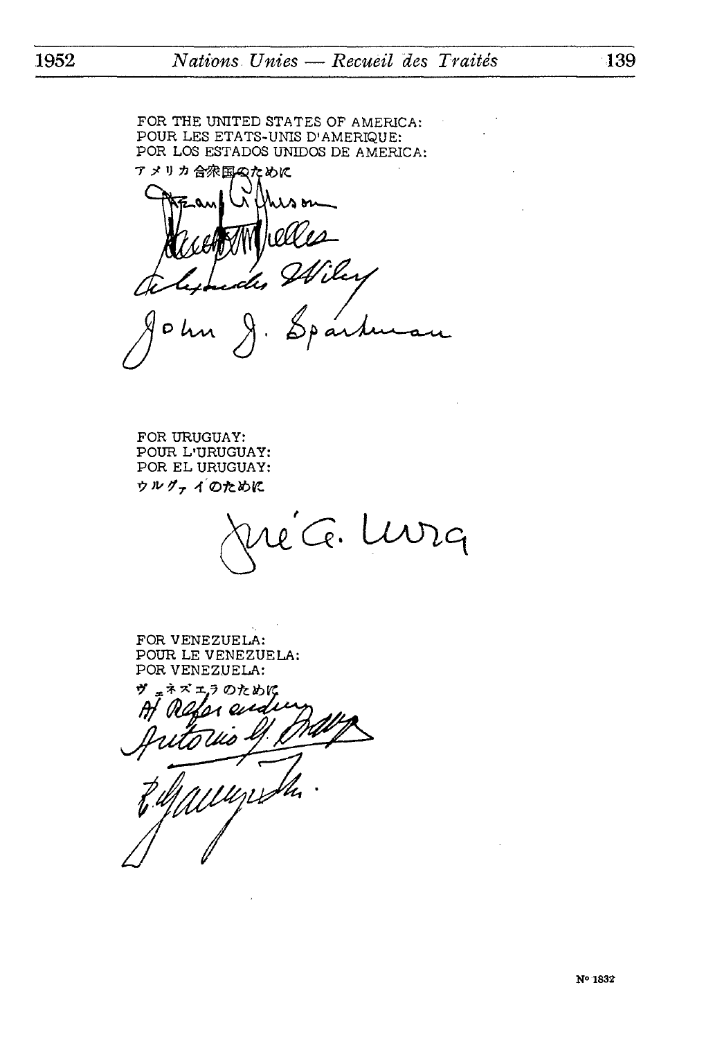FOR THE UNITED STATES OF AMERICA:
POUR LES ETATS-UNIS D'AMERIQUE:
POR LOS ESTADOS UNIDOS DE AMERICA:
アメリカ合衆国のために

Dean Acheson
John Foster Dulles
Alexander Wiley
John J. Sparkman

FOR URUGUAY:
POUR L'URUGUAY:
POR EL URUGUAY:
ウルグァイのために

José A. Mora

FOR VENEZUELA:
POUR LE VENEZUELA:
POR VENEZUELA:
ヴェネズエラのために

Ad Referendum
Antonio M. Araujo
R. Gallegos M.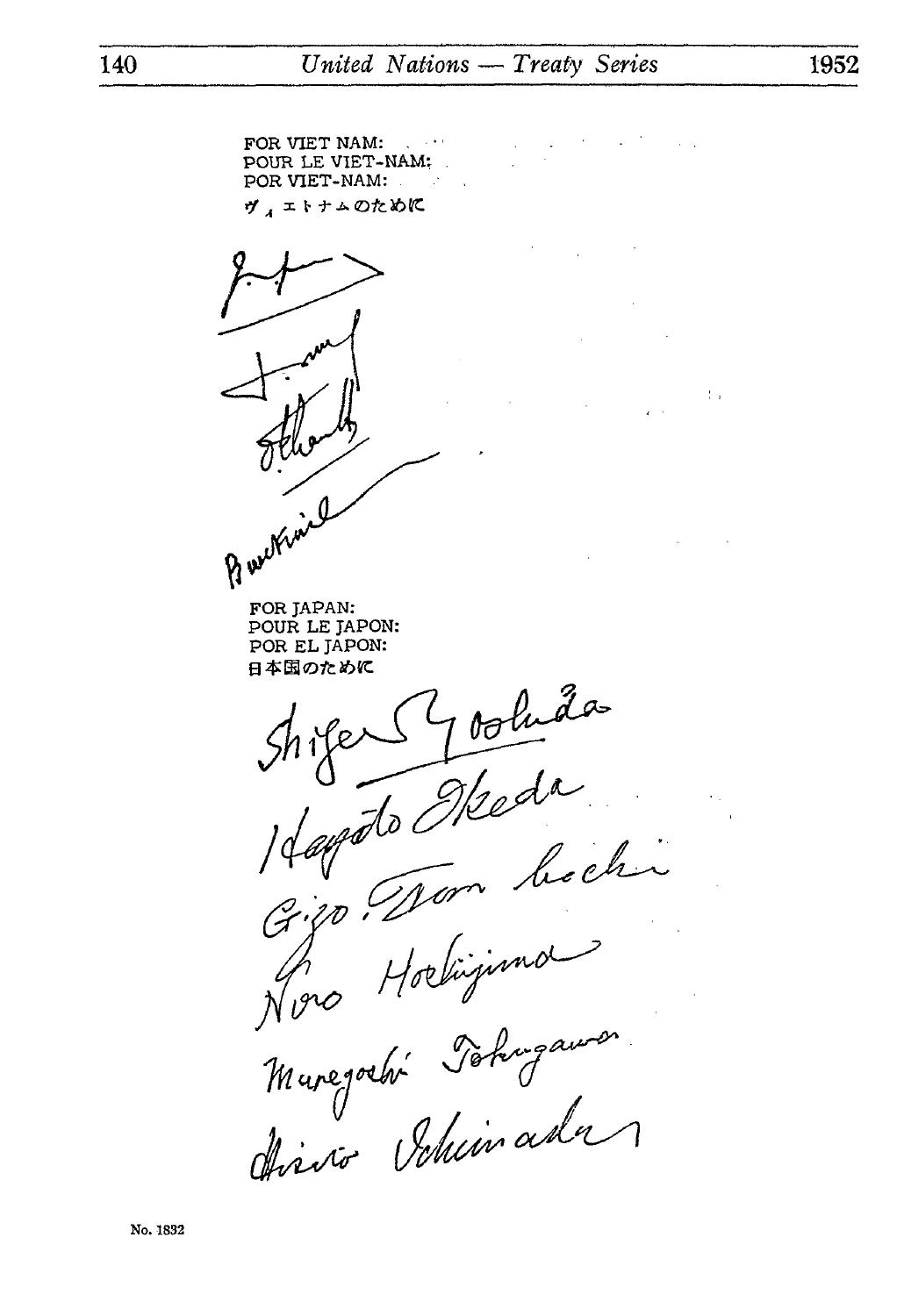FOR VIET NAM:
POUR LE VIET-NAM:
POR VIET-NAM:
ヴィエトナムのために

FOR JAPAN:
POUR LE JAPON:
POR EL JAPON:
日本国のために

Shigeru Yoshida
Hayato Ikeda
Gizo Tomabechi
Niro Hoshijima
Muneyoshi Tokugawa
Hisato Ichimada

No. 1832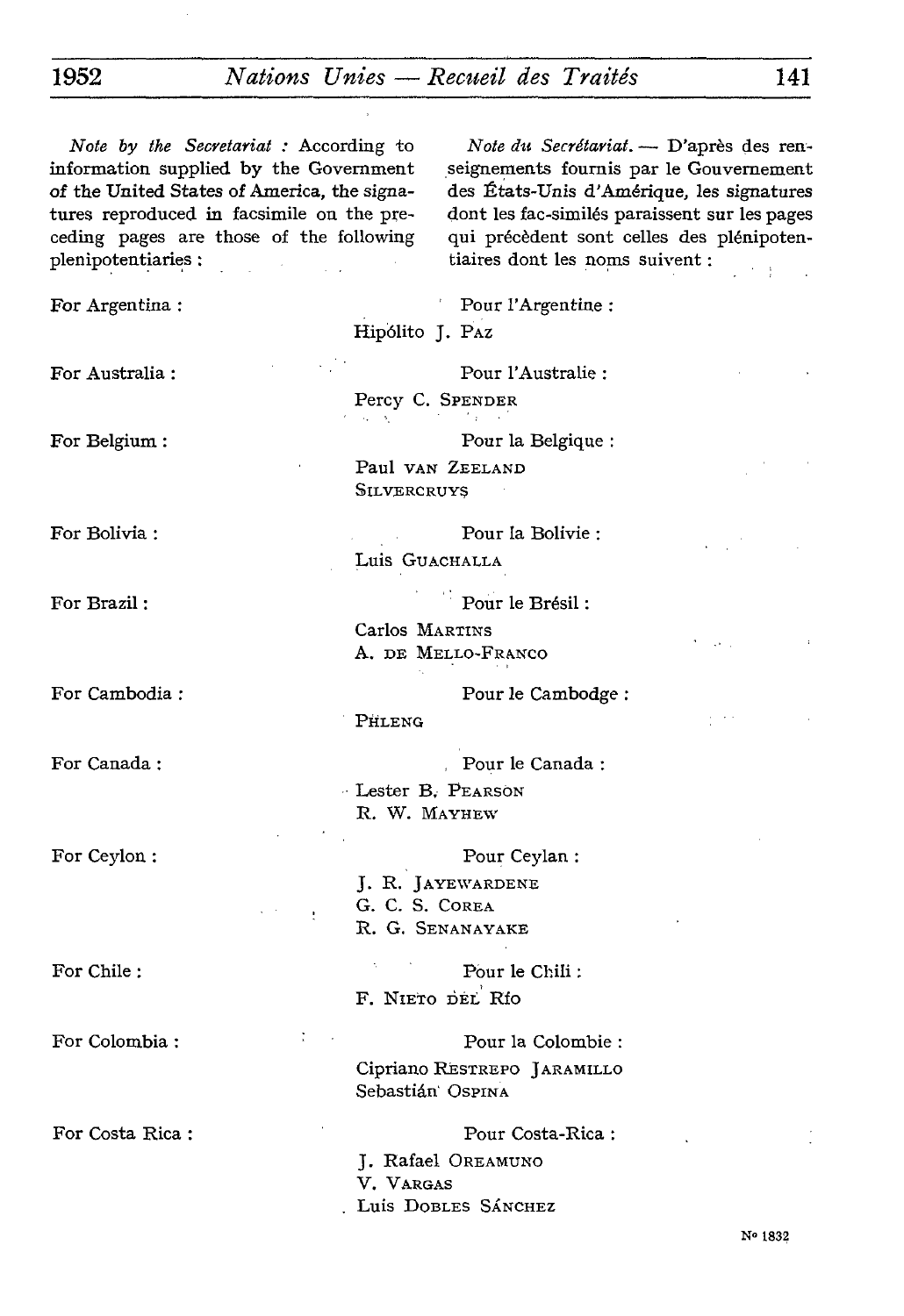*Note by the Secretariat* : According to information supplied by the Government of the United States of America, the signatures reproduced in facsimile on the preceding pages are those of the following plenipotentiaries :

*Note du Secrétariat.* — D'après des renseignements fournis par le Gouvernement des États-Unis d'Amérique, les signatures dont les fac-similés paraissent sur les pages qui précèdent sont celles des plénipotentiaires dont les noms suivent :

For Argentina : Pour l'Argentine :

Hipólito J. PAZ

For Australia : Pour l'Australie :

Percy C. SPENDER

For Belgium : Pour la Belgique :

Paul VAN ZEELAND
SILVERCRUYS

For Bolivia : Pour la Bolivie :

Luis GUACHALLA

For Brazil : Pour le Brésil :

Carlos MARTINS
A. DE MELLO-FRANCO

For Cambodia : Pour le Cambodge :

PHLENG

For Canada : Pour le Canada :

Lester B. PEARSON
R. W. MAYHEW

For Ceylon : Pour Ceylan :

J. R. JAYEWARDENE
G. C. S. COREA
R. G. SENANAYAKE

For Chile : Pour le Chili :

F. NIETO DEL RÍO

For Colombia : Pour la Colombie :

Cipriano RESTREPO JARAMILLO
Sebastián OSPINA

For Costa Rica : Pour Costa-Rica :

J. Rafael OREAMUNO
V. VARGAS
Luis DOBLES SÁNCHEZ

N° 1832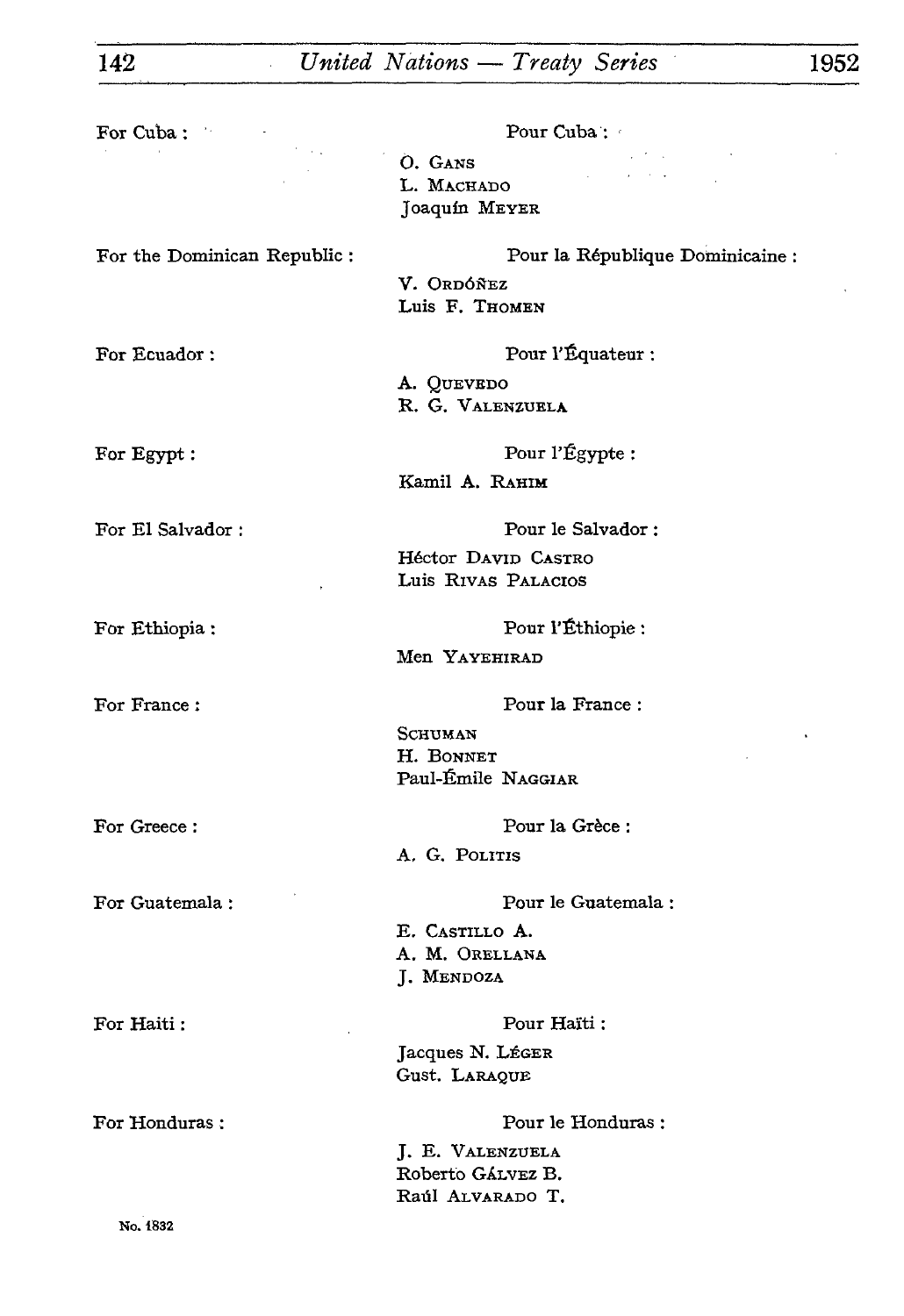For Cuba : Pour Cuba :

O. GANS
L. MACHADO
Joaquín MEYER

For the Dominican Republic : Pour la République Dominicaine :

V. ORDÓÑEZ
Luis F. THOMEN

For Ecuador : Pour l'Équateur :

A. QUEVEDO
R. G. VALENZUELA

For Egypt : Pour l'Égypte :

Kamil A. RAHIM

For El Salvador : Pour le Salvador :

Héctor DAVID CASTRO
Luis RIVAS PALACIOS

For Ethiopia : Pour l'Éthiopie :

Men YAYEHIRAD

For France : Pour la France :

SCHUMAN
H. BONNET
Paul-Émile NAGGIAR

For Greece : Pour la Grèce :

A. G. POLITIS

For Guatemala : Pour le Guatemala :

E. CASTILLO A.
A. M. ORELLANA
J. MENDOZA

For Haiti : Pour Haïti :

Jacques N. LÉGER
Gust. LARAQUE

For Honduras : Pour le Honduras :

J. E. VALENZUELA
Roberto GÁLVEZ B.
Raúl ALVARADO T.

No. 1832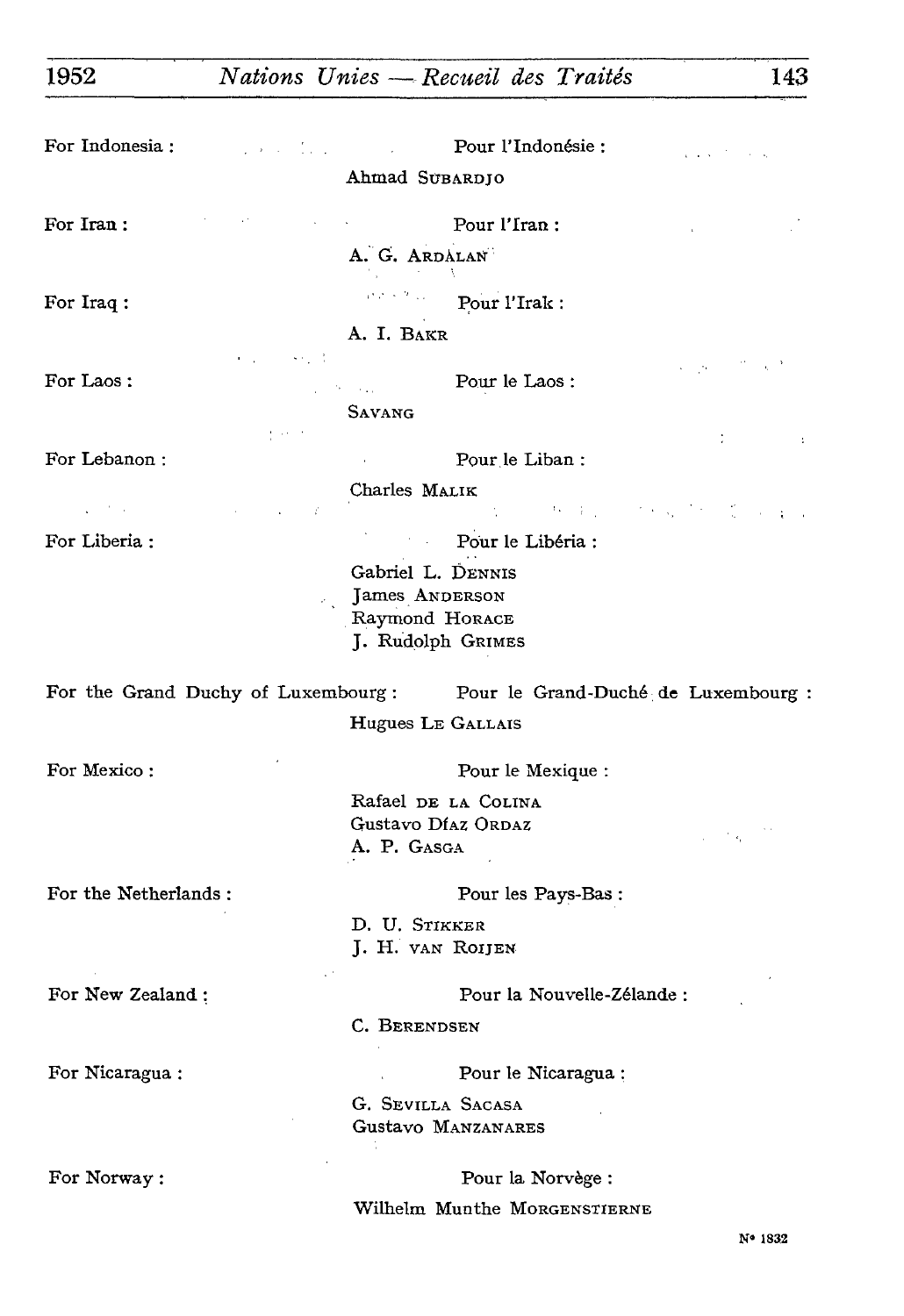For Indonesia : Pour l'Indonésie :

Ahmad SUBARDJO

For Iran : Pour l'Iran :

A. G. ARDALAN

For Iraq : Pour l'Irak :

A. I. BAKR

For Laos : Pour le Laos :

SAVANG

For Lebanon : Pour le Liban :

Charles MALIK

For Liberia : Pour le Libéria :

Gabriel L. DENNIS
James ANDERSON
Raymond HORACE
J. Rudolph GRIMES

For the Grand Duchy of Luxembourg : Pour le Grand-Duché de Luxembourg :

Hugues LE GALLAIS

For Mexico : Pour le Mexique :

Rafael DE LA COLINA
Gustavo DÍAZ ORDAZ
A. P. GASGA

For the Netherlands : Pour les Pays-Bas :

D. U. STIKKER
J. H. VAN ROIJEN

For New Zealand : Pour la Nouvelle-Zélande :

C. BERENDSEN

For Nicaragua : Pour le Nicaragua :

G. SEVILLA SACASA
Gustavo MANZANARES

For Norway : Pour la Norvège :

Wilhelm Munthe MORGENSTIERNE

N° 1832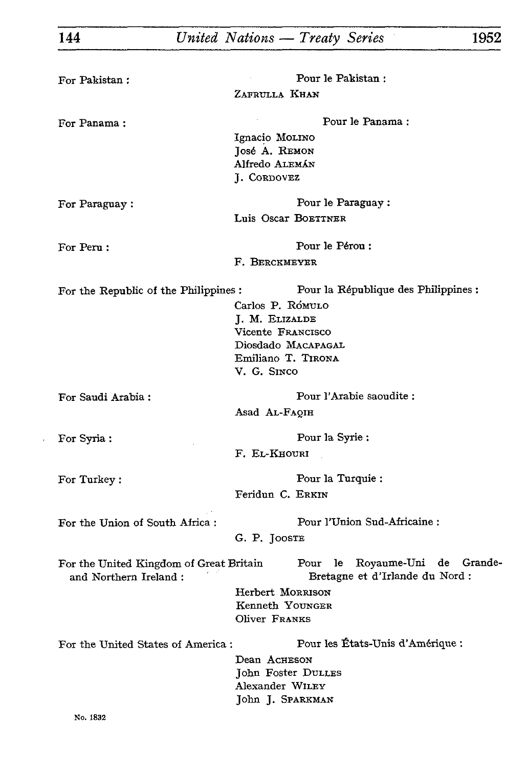For Pakistan : Pour le Pakistan :
ZAFRULLA KHAN

For Panama : Pour le Panama :
Ignacio MOLINO
José A. REMON
Alfredo ALEMÁN
J. CORDOVEZ

For Paraguay : Pour le Paraguay :
Luis Oscar BOETTNER

For Peru : Pour le Pérou :
F. BERCKMEYER

For the Republic of the Philippines : Pour la République des Philippines :
Carlos P. RÓMULO
J. M. ELIZALDE
Vicente FRANCISCO
Diosdado MACAPAGAL
Emiliano T. TIRONA
V. G. SINCO

For Saudi Arabia : Pour l'Arabie saoudite :
Asad AL-FAQIH

For Syria : Pour la Syrie :
F. EL-KHOURI

For Turkey : Pour la Turquie :
Feridun C. ERKIN

For the Union of South Africa : Pour l'Union Sud-Africaine :
G. P. JOOSTE

For the United Kingdom of Great Britain and Northern Ireland : Pour le Royaume-Uni de Grande-Bretagne et d'Irlande du Nord :
Herbert MORRISON
Kenneth YOUNGER
Oliver FRANKS

For the United States of America : Pour les États-Unis d'Amérique :
Dean ACHESON
John Foster DULLES
Alexander WILEY
John J. SPARKMAN

No. 1832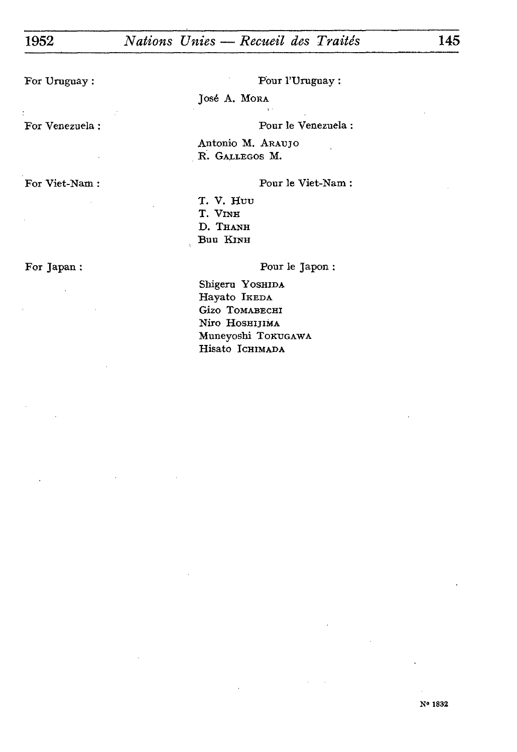For Uruguay : Pour l'Uruguay :

José A. MORA

For Venezuela : Pour le Venezuela :

Antonio M. ARAUJO
R. GALLEGOS M.

For Viet-Nam : Pour le Viet-Nam :

T. V. HUU
T. VINH
D. THANH
Buu KINH

For Japan : Pour le Japon :

Shigeru YOSHIDA
Hayato IKEDA
Gizo TOMABECHI
Niro HOSHIJIMA
Muneyoshi TOKUGAWA
Hisato ICHIMADA

N° 1832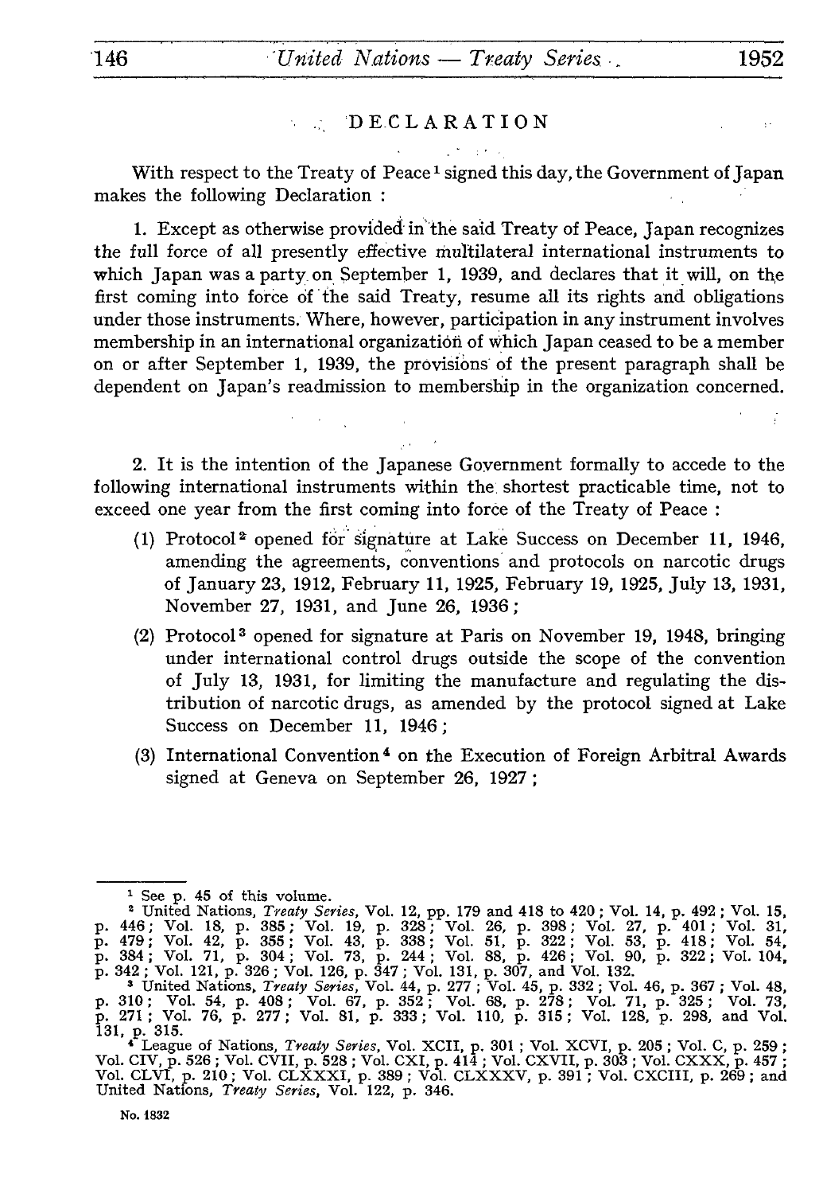## DECLARATION

With respect to the Treaty of Peace[1] signed this day, the Government of Japan makes the following Declaration :

1. Except as otherwise provided in the said Treaty of Peace, Japan recognizes the full force of all presently effective multilateral international instruments to which Japan was a party on September 1, 1939, and declares that it will, on the first coming into force of the said Treaty, resume all its rights and obligations under those instruments. Where, however, participation in any instrument involves membership in an international organization of which Japan ceased to be a member on or after September 1, 1939, the provisions of the present paragraph shall be dependent on Japan's readmission to membership in the organization concerned.

2. It is the intention of the Japanese Government formally to accede to the following international instruments within the shortest practicable time, not to exceed one year from the first coming into force of the Treaty of Peace :

(1) Protocol[2] opened for signature at Lake Success on December 11, 1946, amending the agreements, conventions and protocols on narcotic drugs of January 23, 1912, February 11, 1925, February 19, 1925, July 13, 1931, November 27, 1931, and June 26, 1936;

(2) Protocol[3] opened for signature at Paris on November 19, 1948, bringing under international control drugs outside the scope of the convention of July 13, 1931, for limiting the manufacture and regulating the distribution of narcotic drugs, as amended by the protocol signed at Lake Success on December 11, 1946;

(3) International Convention[4] on the Execution of Foreign Arbitral Awards signed at Geneva on September 26, 1927;

---

[1] See p. 45 of this volume.

[2] United Nations, *Treaty Series*, Vol. 12, pp. 179 and 418 to 420; Vol. 14, p. 492; Vol. 15, p. 446; Vol. 18, p. 385; Vol. 19, p. 328; Vol. 26, p. 398; Vol. 27, p. 401; Vol. 31, p. 479; Vol. 42, p. 355; Vol. 43, p. 338; Vol. 51, p. 322; Vol. 53, p. 418; Vol. 54, p. 384; Vol. 71, p. 304; Vol. 73, p. 244; Vol. 88, p. 426; Vol. 90, p. 322; Vol. 104, p. 342; Vol. 121, p. 326; Vol. 126, p. 347; Vol. 131, p. 307, and Vol. 132.

[3] United Nations, *Treaty Series*, Vol. 44, p. 277; Vol. 45, p. 332; Vol. 46, p. 367; Vol. 48, p. 310; Vol. 54, p. 408; Vol. 67, p. 352; Vol. 68, p. 278; Vol. 71, p. 325; Vol. 73, p. 271; Vol. 76, p. 277; Vol. 81, p. 333; Vol. 110, p. 315; Vol. 128, p. 298, and Vol. 131, p. 315.

[4] League of Nations, *Treaty Series*, Vol. XCII, p. 301; Vol. XCVI, p. 205; Vol. C, p. 259; Vol. CIV, p. 526; Vol. CVII, p. 528; Vol. CXI, p. 414; Vol. CXVII, p. 303; Vol. CXXX, p. 457; Vol. CLVI, p. 210; Vol. CLXXXI, p. 389; Vol. CLXXXV, p. 391; Vol. CXCIII, p. 269; and United Nations, *Treaty Series*, Vol. 122, p. 346.

No. 1832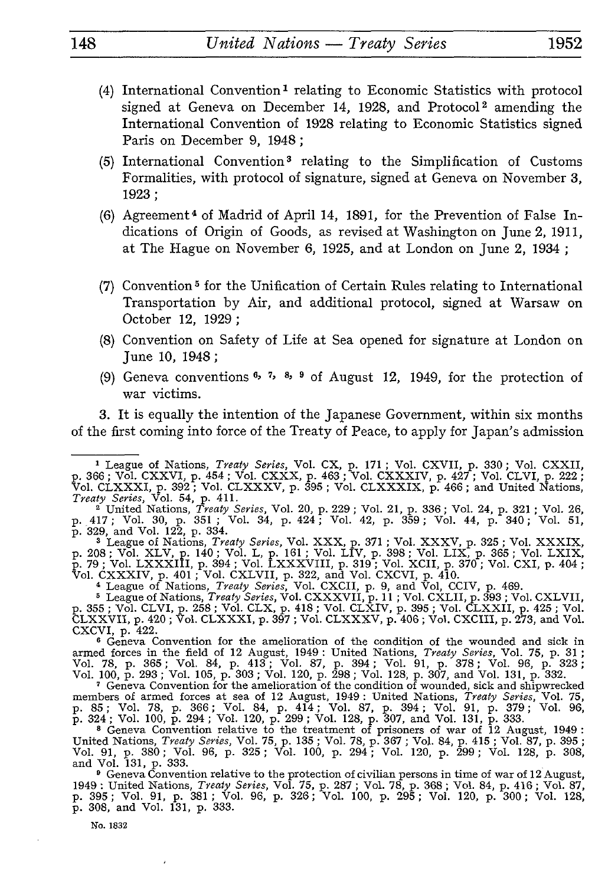(4) International Convention[1] relating to Economic Statistics with protocol signed at Geneva on December 14, 1928, and Protocol[2] amending the International Convention of 1928 relating to Economic Statistics signed Paris on December 9, 1948;

(5) International Convention[3] relating to the Simplification of Customs Formalities, with protocol of signature, signed at Geneva on November 3, 1923;

(6) Agreement[4] of Madrid of April 14, 1891, for the Prevention of False Indications of Origin of Goods, as revised at Washington on June 2, 1911, at The Hague on November 6, 1925, and at London on June 2, 1934;

(7) Convention[5] for the Unification of Certain Rules relating to International Transportation by Air, and additional protocol, signed at Warsaw on October 12, 1929;

(8) Convention on Safety of Life at Sea opened for signature at London on June 10, 1948;

(9) Geneva conventions[6, 7, 8, 9] of August 12, 1949, for the protection of war victims.

3. It is equally the intention of the Japanese Government, within six months of the first coming into force of the Treaty of Peace, to apply for Japan's admission

---

[1] League of Nations, *Treaty Series*, Vol. CX, p. 171; Vol. CXVII, p. 330; Vol. CXXII, p. 366; Vol. CXXVI, p. 454; Vol. CXXX, p. 463; Vol. CXXXIV, p. 427; Vol. CLVI, p. 222; Vol. CLXXXI, p. 392; Vol. CLXXXV, p. 395; Vol. CLXXXIX, p. 466; and United Nations, *Treaty Series*, Vol. 54, p. 411.

[2] United Nations, *Treaty Series*, Vol. 20, p. 229; Vol. 21, p. 336; Vol. 24, p. 321; Vol. 26, p. 417; Vol. 30, p. 351; Vol. 34, p. 424; Vol. 42, p. 359; Vol. 44, p. 340; Vol. 51, p. 329, and Vol. 122, p. 334.

[3] League of Nations, *Treaty Series*, Vol. XXX, p. 371; Vol. XXXV, p. 325; Vol. XXXIX, p. 208; Vol. XLV, p. 140; Vol. L, p. 161; Vol. LIV, p. 398; Vol. LIX, p. 365; Vol. LXIX, p. 79; Vol. LXXXIII, p. 394; Vol. LXXXVIII, p. 319; Vol. XCII, p. 370; Vol. CXI, p. 404; Vol. CXXXIV, p. 401; Vol. CXLVII, p. 322, and Vol. CXCVI, p. 410.

[4] League of Nations, *Treaty Series*, Vol. CXCII, p. 9, and Vol, CCIV, p. 469.

[5] League of Nations, *Treaty Series*, Vol. CXXXVII, p. 11; Vol. CXLII, p. 393; Vol. CXLVII, p. 355; Vol. CLVI, p. 258; Vol. CLX, p. 418; Vol. CLXIV, p. 395; Vol. CLXXII, p. 425; Vol. CLXXVII, p. 420; Vol. CLXXXI, p. 397; Vol. CLXXXV, p. 406; Vol. CXCIII, p. 273, and Vol. CXCVI, p. 422.

[6] Geneva Convention for the amelioration of the condition of the wounded and sick in armed forces in the field of 12 August, 1949: United Nations, *Treaty Series*, Vol. 75, p. 31; Vol. 78, p. 365; Vol. 84, p. 413; Vol. 87, p. 394; Vol. 91, p. 378; Vol. 96, p. 323; Vol. 100, p. 293; Vol. 105, p. 303; Vol. 120, p. 298; Vol. 128, p. 307, and Vol. 131, p. 332.

[7] Geneva Convention for the amelioration of the condition of wounded, sick and shipwrecked members of armed forces at sea of 12 August, 1949: United Nations, *Treaty Series*, Vol. 75, p. 85; Vol. 78, p. 366; Vol. 84, p. 414; Vol. 87, p. 394; Vol. 91, p. 379; Vol. 96, p. 324; Vol. 100, p. 294; Vol. 120, p. 299; Vol. 128, p. 307, and Vol. 131, p. 333.

[8] Geneva Convention relative to the treatment of prisoners of war of 12 August, 1949: United Nations, *Treaty Series*, Vol. 75, p. 135; Vol. 78, p. 367; Vol. 84, p. 415; Vol. 87, p. 395; Vol. 91, p. 380; Vol. 96, p. 325; Vol. 100, p. 294; Vol. 120, p. 299; Vol. 128, p. 308, and Vol. 131, p. 333.

[9] Geneva Convention relative to the protection of civilian persons in time of war of 12 August, 1949: United Nations, *Treaty Series*, Vol. 75, p. 287; Vol. 78, p. 368; Vol. 84, p. 416; Vol. 87, p. 395; Vol. 91, p. 381; Vol. 96, p. 326; Vol. 100, p. 295; Vol. 120, p. 300; Vol. 128, p. 308, and Vol. 131, p. 333.

No. 1832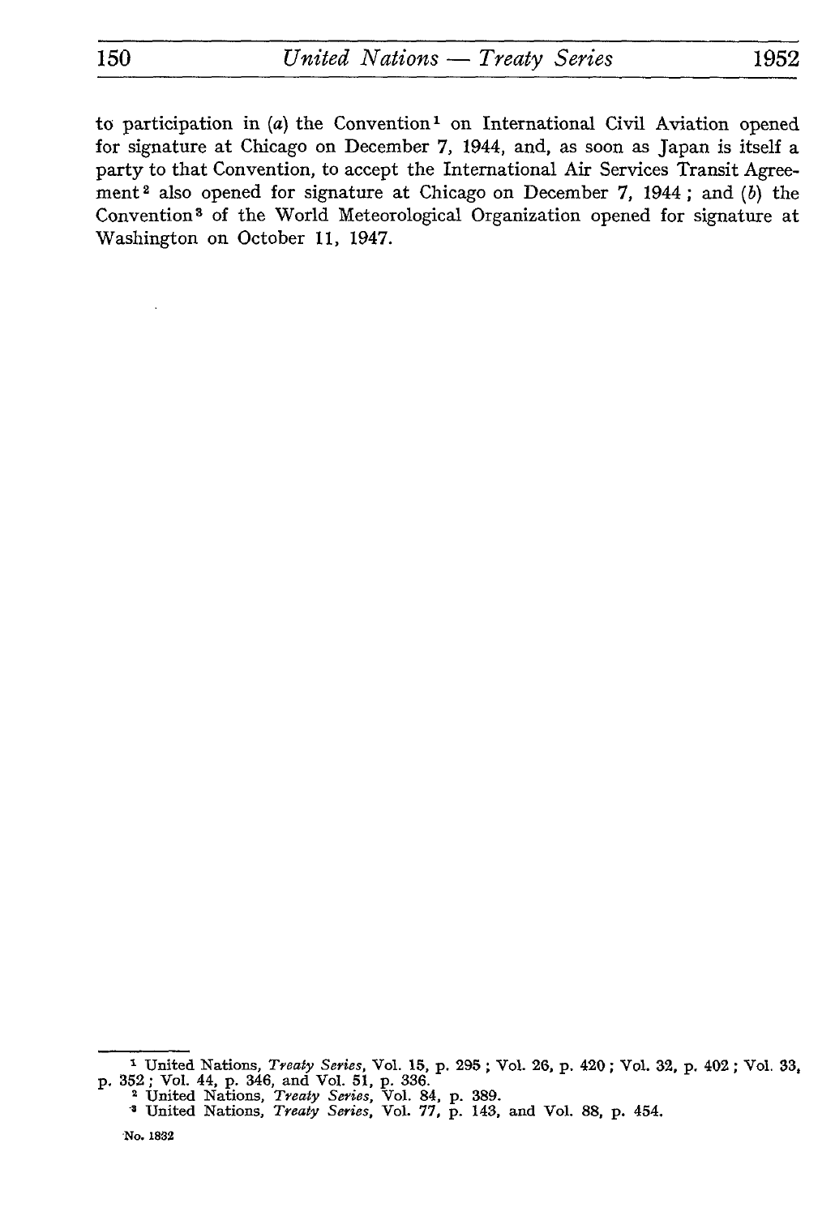to participation in (*a*) the Convention[1] on International Civil Aviation opened for signature at Chicago on December 7, 1944, and, as soon as Japan is itself a party to that Convention, to accept the International Air Services Transit Agreement[2] also opened for signature at Chicago on December 7, 1944; and (*b*) the Convention[3] of the World Meteorological Organization opened for signature at Washington on October 11, 1947.

---

[1] United Nations, *Treaty Series*, Vol. 15, p. 295; Vol. 26, p. 420; Vol. 32, p. 402; Vol. 33, p. 352; Vol. 44, p. 346, and Vol. 51, p. 336.

[2] United Nations, *Treaty Series*, Vol. 84, p. 389.

[3] United Nations, *Treaty Series*, Vol. 77, p. 143, and Vol. 88, p. 454.

No. 1832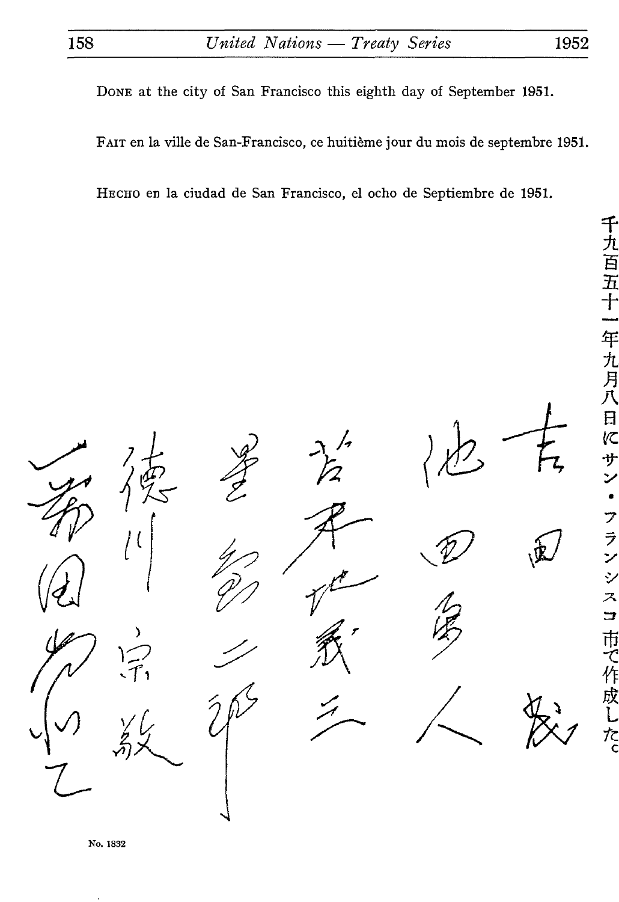Done at the city of San Francisco this eighth day of September 1951.

Fait en la ville de San-Francisco, ce huitième jour du mois de septembre 1951.

Hecho en la ciudad de San Francisco, el ocho de Septiembre de 1951.

千九百五十一年九月八日にサン・フランシスコ市で作成した。

吉田茂

池田勇人

苫米地義三

星島二郎

徳川宗敬

一萬田尚登

No. 1832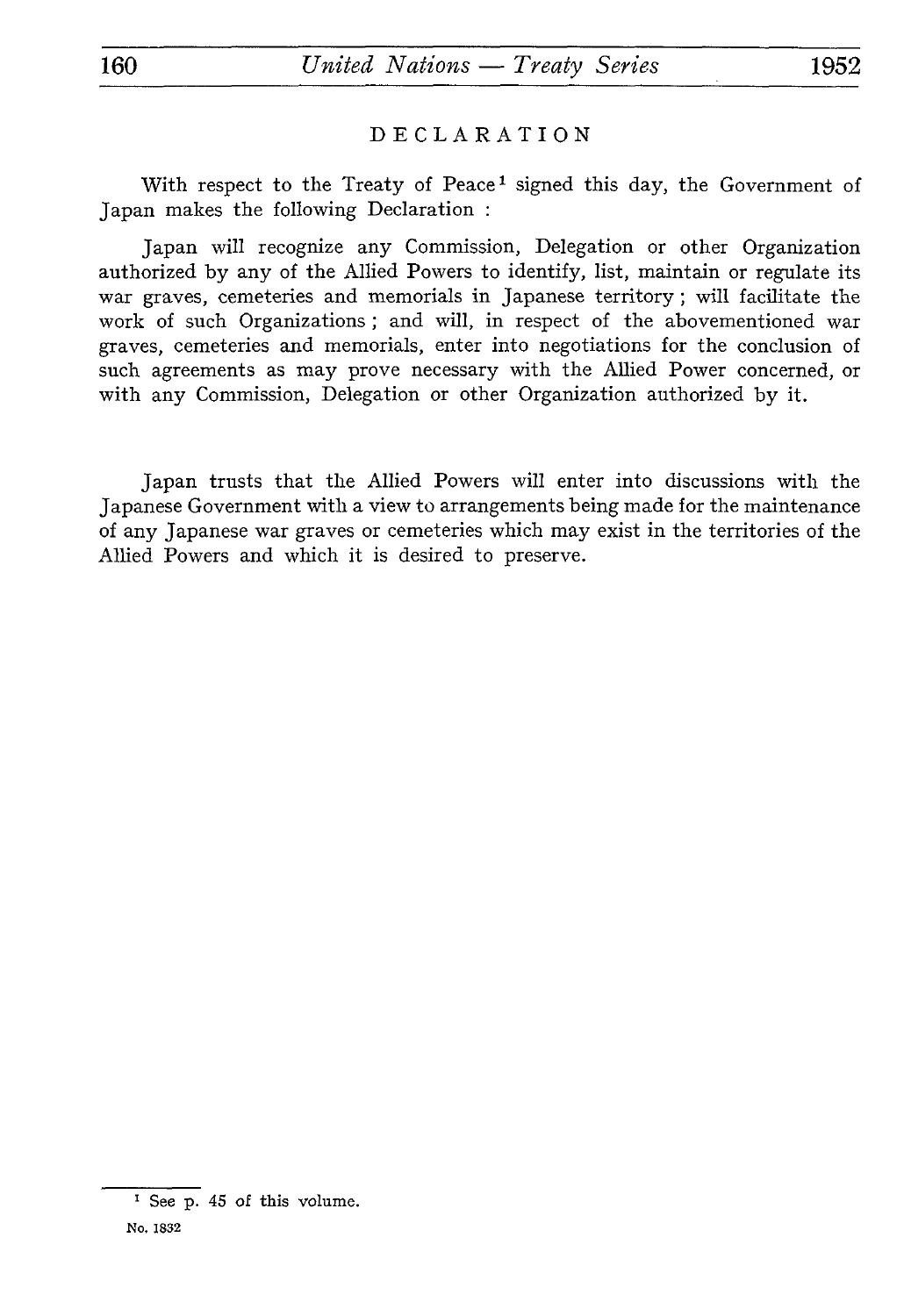# DECLARATION

With respect to the Treaty of Peace[1] signed this day, the Government of Japan makes the following Declaration :

Japan will recognize any Commission, Delegation or other Organization authorized by any of the Allied Powers to identify, list, maintain or regulate its war graves, cemeteries and memorials in Japanese territory ; will facilitate the work of such Organizations ; and will, in respect of the abovementioned war graves, cemeteries and memorials, enter into negotiations for the conclusion of such agreements as may prove necessary with the Allied Power concerned, or with any Commission, Delegation or other Organization authorized by it.

Japan trusts that the Allied Powers will enter into discussions with the Japanese Government with a view to arrangements being made for the maintenance of any Japanese war graves or cemeteries which may exist in the territories of the Allied Powers and which it is desired to preserve.

[1] See p. 45 of this volume.

No. 1832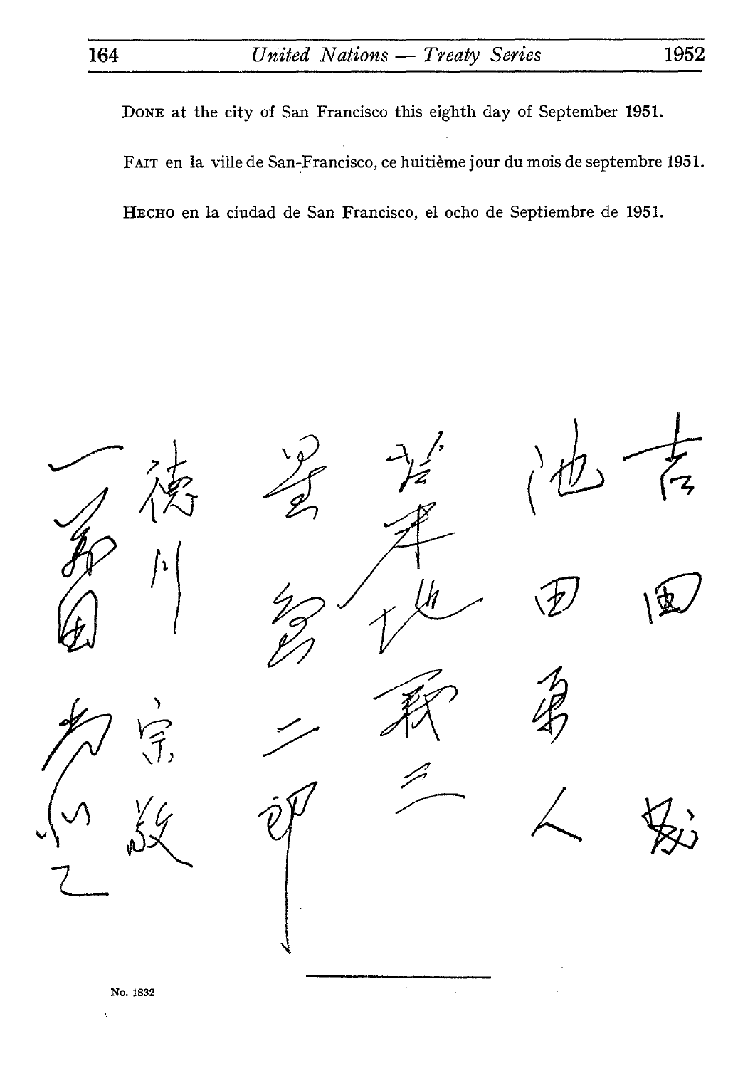DONE at the city of San Francisco this eighth day of September 1951.

FAIT en la ville de San-Francisco, ce huitième jour du mois de septembre 1951.

HECHO en la ciudad de San Francisco, el ocho de Septiembre de 1951.

吉田茂

池田勇人

苫米地義三

星島二郎

徳川宗敬

一萬田尚登

No. 1832